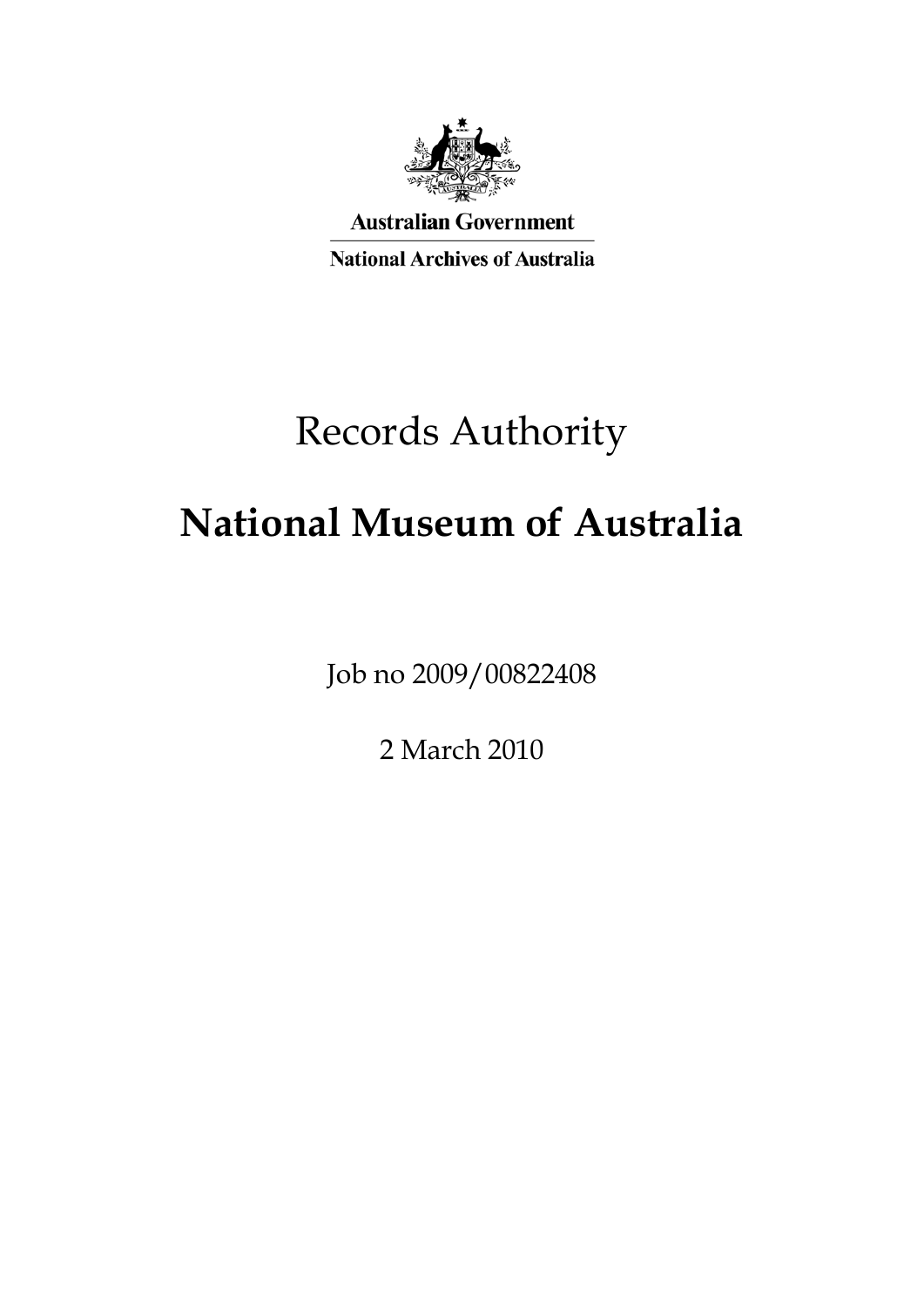Australian Government

National Archives of Australia

# Records Authority

# National Museum of Australia

Job no 2009/00822408

2 March 2010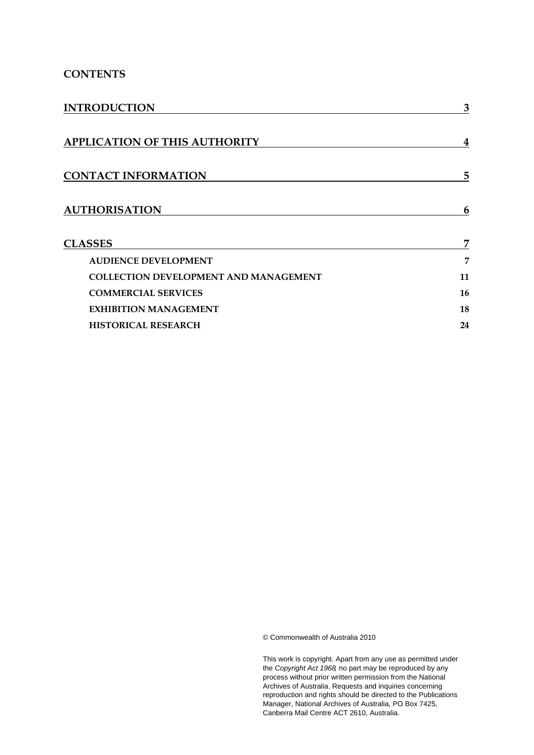## CONTENTS

| | |
|---|---|
| **INTRODUCTION** | **3** |
| **APPLICATION OF THIS AUTHORITY** | **4** |
| **CONTACT INFORMATION** | **5** |
| **AUTHORISATION** | **6** |
| **CLASSES** | **7** |
| **AUDIENCE DEVELOPMENT** | **7** |
| **COLLECTION DEVELOPMENT AND MANAGEMENT** | **11** |
| **COMMERCIAL SERVICES** | **16** |
| **EXHIBITION MANAGEMENT** | **18** |
| **HISTORICAL RESEARCH** | **24** |

© Commonwealth of Australia 2010

This work is copyright. Apart from any use as permitted under the *Copyright Act 1968*, no part may be reproduced by any process without prior written permission from the National Archives of Australia. Requests and inquiries concerning reproduction and rights should be directed to the Publications Manager, National Archives of Australia, PO Box 7425, Canberra Mail Centre ACT 2610, Australia.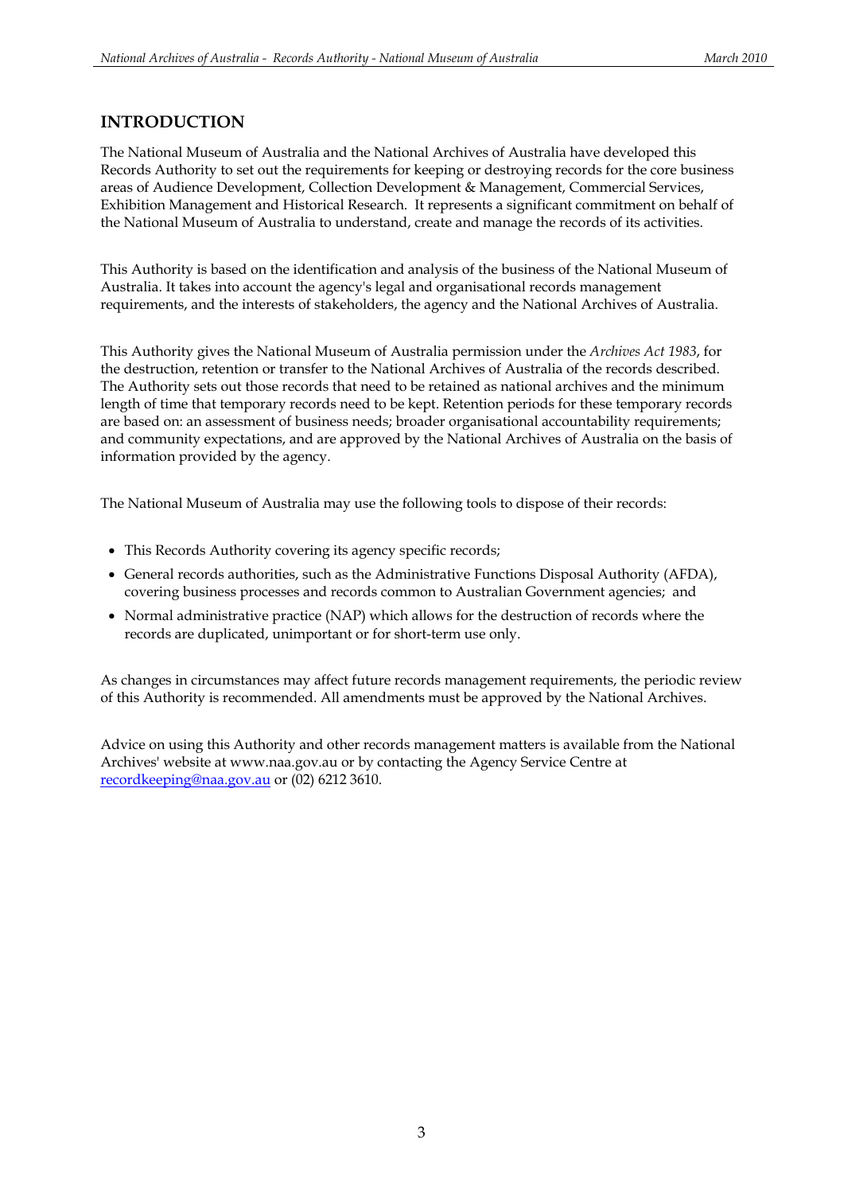## INTRODUCTION

The National Museum of Australia and the National Archives of Australia have developed this Records Authority to set out the requirements for keeping or destroying records for the core business areas of Audience Development, Collection Development & Management, Commercial Services, Exhibition Management and Historical Research. It represents a significant commitment on behalf of the National Museum of Australia to understand, create and manage the records of its activities.

This Authority is based on the identification and analysis of the business of the National Museum of Australia. It takes into account the agency's legal and organisational records management requirements, and the interests of stakeholders, the agency and the National Archives of Australia.

This Authority gives the National Museum of Australia permission under the *Archives Act 1983*, for the destruction, retention or transfer to the National Archives of Australia of the records described. The Authority sets out those records that need to be retained as national archives and the minimum length of time that temporary records need to be kept. Retention periods for these temporary records are based on: an assessment of business needs; broader organisational accountability requirements; and community expectations, and are approved by the National Archives of Australia on the basis of information provided by the agency.

The National Museum of Australia may use the following tools to dispose of their records:

- This Records Authority covering its agency specific records;
- General records authorities, such as the Administrative Functions Disposal Authority (AFDA), covering business processes and records common to Australian Government agencies; and
- Normal administrative practice (NAP) which allows for the destruction of records where the records are duplicated, unimportant or for short-term use only.

As changes in circumstances may affect future records management requirements, the periodic review of this Authority is recommended. All amendments must be approved by the National Archives.

Advice on using this Authority and other records management matters is available from the National Archives' website at www.naa.gov.au or by contacting the Agency Service Centre at recordkeeping@naa.gov.au or (02) 6212 3610.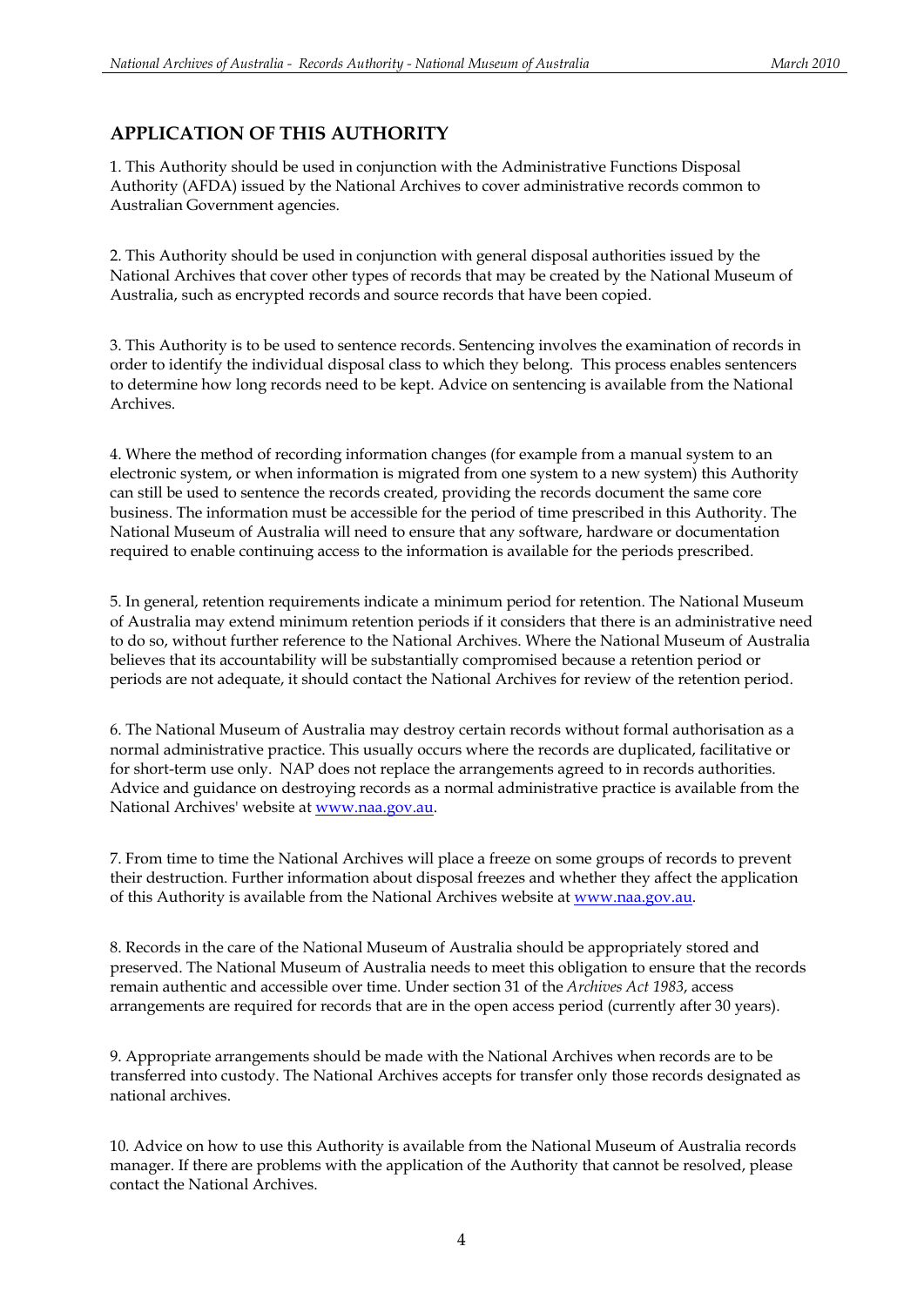## APPLICATION OF THIS AUTHORITY

1. This Authority should be used in conjunction with the Administrative Functions Disposal Authority (AFDA) issued by the National Archives to cover administrative records common to Australian Government agencies.

2. This Authority should be used in conjunction with general disposal authorities issued by the National Archives that cover other types of records that may be created by the National Museum of Australia, such as encrypted records and source records that have been copied.

3. This Authority is to be used to sentence records. Sentencing involves the examination of records in order to identify the individual disposal class to which they belong. This process enables sentencers to determine how long records need to be kept. Advice on sentencing is available from the National Archives.

4. Where the method of recording information changes (for example from a manual system to an electronic system, or when information is migrated from one system to a new system) this Authority can still be used to sentence the records created, providing the records document the same core business. The information must be accessible for the period of time prescribed in this Authority. The National Museum of Australia will need to ensure that any software, hardware or documentation required to enable continuing access to the information is available for the periods prescribed.

5. In general, retention requirements indicate a minimum period for retention. The National Museum of Australia may extend minimum retention periods if it considers that there is an administrative need to do so, without further reference to the National Archives. Where the National Museum of Australia believes that its accountability will be substantially compromised because a retention period or periods are not adequate, it should contact the National Archives for review of the retention period.

6. The National Museum of Australia may destroy certain records without formal authorisation as a normal administrative practice. This usually occurs where the records are duplicated, facilitative or for short-term use only. NAP does not replace the arrangements agreed to in records authorities. Advice and guidance on destroying records as a normal administrative practice is available from the National Archives' website at www.naa.gov.au.

7. From time to time the National Archives will place a freeze on some groups of records to prevent their destruction. Further information about disposal freezes and whether they affect the application of this Authority is available from the National Archives website at www.naa.gov.au.

8. Records in the care of the National Museum of Australia should be appropriately stored and preserved. The National Museum of Australia needs to meet this obligation to ensure that the records remain authentic and accessible over time. Under section 31 of the *Archives Act 1983*, access arrangements are required for records that are in the open access period (currently after 30 years).

9. Appropriate arrangements should be made with the National Archives when records are to be transferred into custody. The National Archives accepts for transfer only those records designated as national archives.

10. Advice on how to use this Authority is available from the National Museum of Australia records manager. If there are problems with the application of the Authority that cannot be resolved, please contact the National Archives.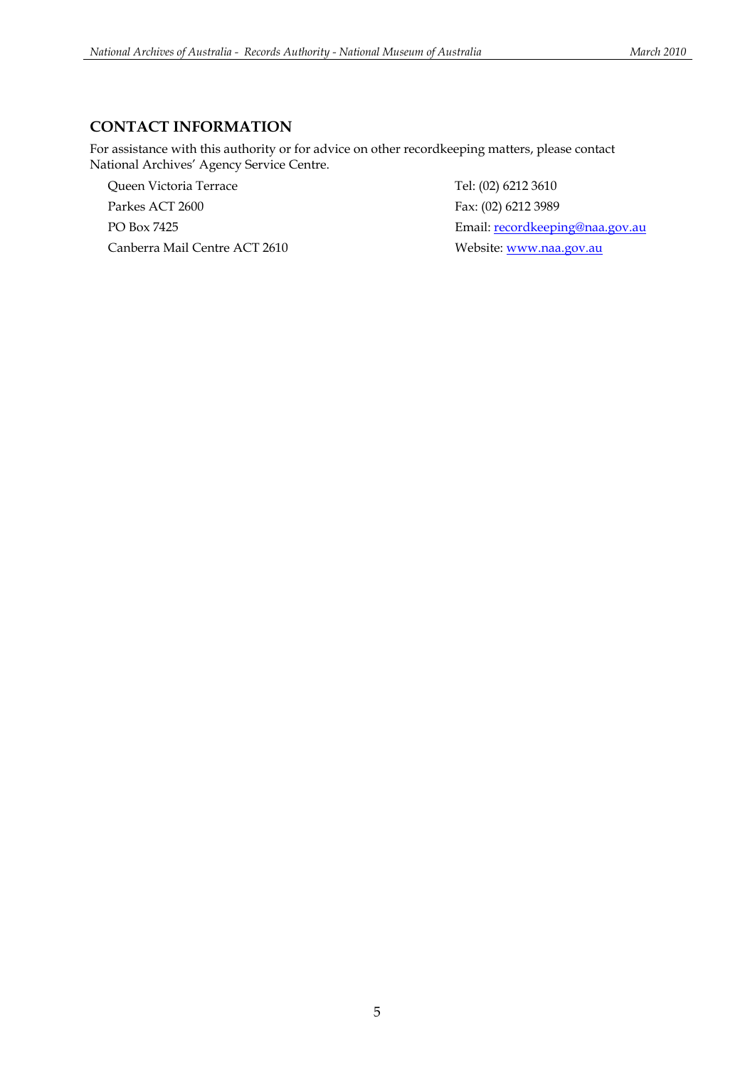## CONTACT INFORMATION

For assistance with this authority or for advice on other recordkeeping matters, please contact National Archives' Agency Service Centre.

Queen Victoria Terrace  
Parkes ACT 2600  
PO Box 7425  
Canberra Mail Centre ACT 2610

Tel: (02) 6212 3610  
Fax: (02) 6212 3989  
Email: recordkeeping@naa.gov.au  
Website: www.naa.gov.au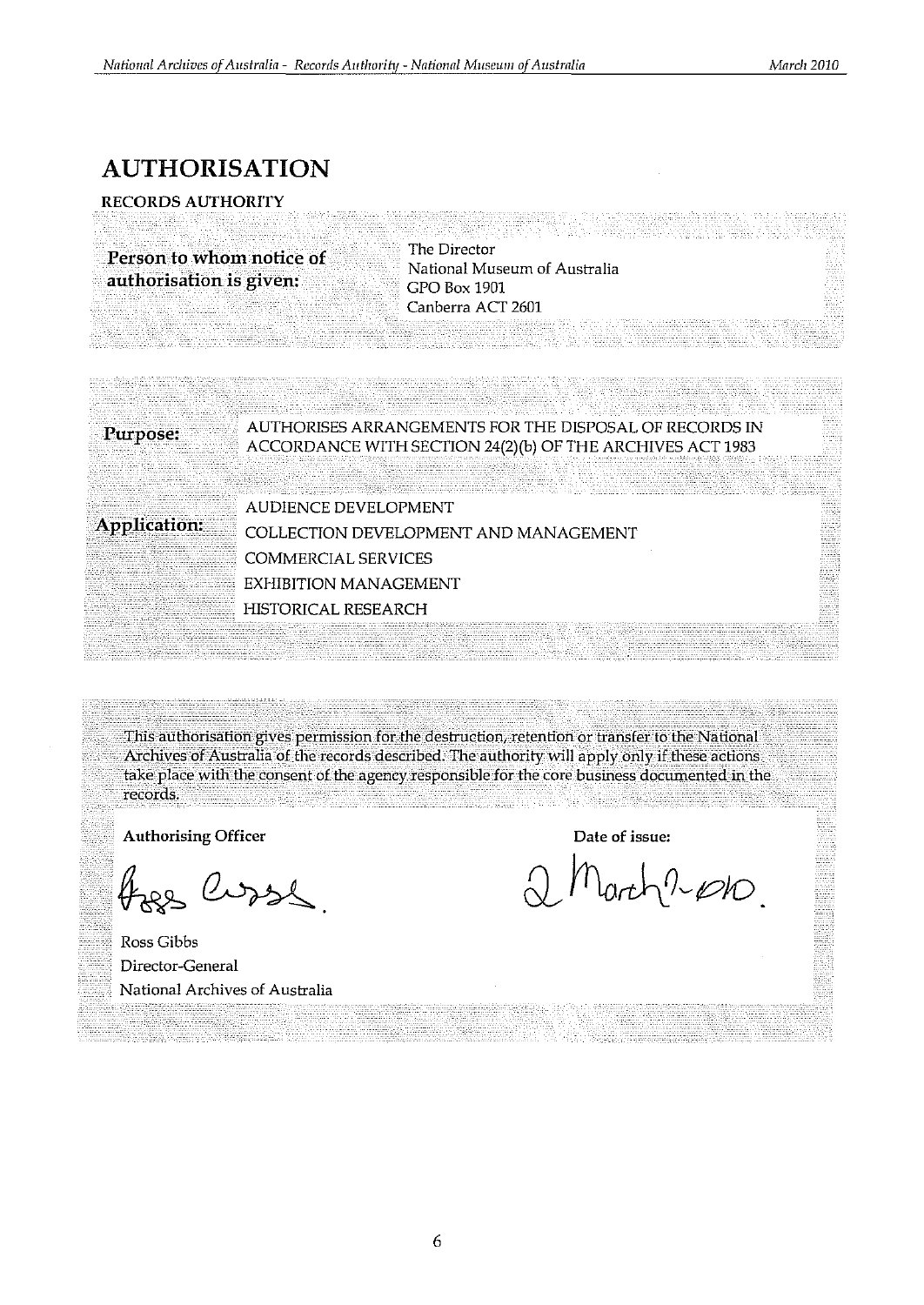# AUTHORISATION

**RECORDS AUTHORITY**

| | |
|---|---|
| **Person to whom notice of authorisation is given:** | The Director<br>National Museum of Australia<br>GPO Box 1901<br>Canberra ACT 2601 |

| | |
|---|---|
| **Purpose:** | AUTHORISES ARRANGEMENTS FOR THE DISPOSAL OF RECORDS IN ACCORDANCE WITH SECTION 24(2)(b) OF THE ARCHIVES ACT 1983 |
| **Application:** | AUDIENCE DEVELOPMENT<br>COLLECTION DEVELOPMENT AND MANAGEMENT<br>COMMERCIAL SERVICES<br>EXHIBITION MANAGEMENT<br>HISTORICAL RESEARCH |

This authorisation gives permission for the destruction, retention or transfer to the National Archives of Australia of the records described. The authority will apply only if these actions take place with the consent of the agency responsible for the core business documented in the records.

| **Authorising Officer** | **Date of issue:** |
|---|---|
| Ross Gibbs<br>Director-General<br>National Archives of Australia | 2 March 2010 |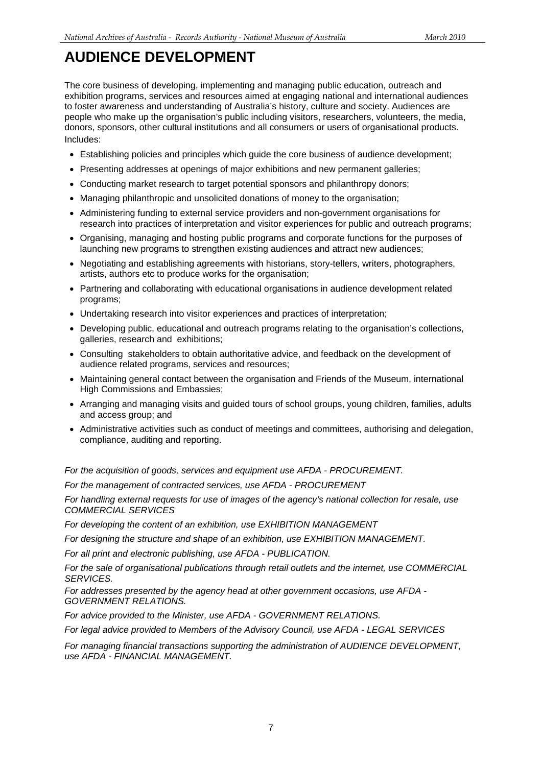# AUDIENCE DEVELOPMENT

The core business of developing, implementing and managing public education, outreach and exhibition programs, services and resources aimed at engaging national and international audiences to foster awareness and understanding of Australia's history, culture and society. Audiences are people who make up the organisation's public including visitors, researchers, volunteers, the media, donors, sponsors, other cultural institutions and all consumers or users of organisational products.

Includes:

- Establishing policies and principles which guide the core business of audience development;
- Presenting addresses at openings of major exhibitions and new permanent galleries;
- Conducting market research to target potential sponsors and philanthropy donors;
- Managing philanthropic and unsolicited donations of money to the organisation;
- Administering funding to external service providers and non-government organisations for research into practices of interpretation and visitor experiences for public and outreach programs;
- Organising, managing and hosting public programs and corporate functions for the purposes of launching new programs to strengthen existing audiences and attract new audiences;
- Negotiating and establishing agreements with historians, story-tellers, writers, photographers, artists, authors etc to produce works for the organisation;
- Partnering and collaborating with educational organisations in audience development related programs;
- Undertaking research into visitor experiences and practices of interpretation;
- Developing public, educational and outreach programs relating to the organisation's collections, galleries, research and exhibitions;
- Consulting stakeholders to obtain authoritative advice, and feedback on the development of audience related programs, services and resources;
- Maintaining general contact between the organisation and Friends of the Museum, international High Commissions and Embassies;
- Arranging and managing visits and guided tours of school groups, young children, families, adults and access group; and
- Administrative activities such as conduct of meetings and committees, authorising and delegation, compliance, auditing and reporting.

*For the acquisition of goods, services and equipment use AFDA - PROCUREMENT.*

*For the management of contracted services, use AFDA - PROCUREMENT*

*For handling external requests for use of images of the agency's national collection for resale, use COMMERCIAL SERVICES*

*For developing the content of an exhibition, use EXHIBITION MANAGEMENT*

*For designing the structure and shape of an exhibition, use EXHIBITION MANAGEMENT.*

*For all print and electronic publishing, use AFDA - PUBLICATION.*

*For the sale of organisational publications through retail outlets and the internet, use COMMERCIAL SERVICES.*

*For addresses presented by the agency head at other government occasions, use AFDA - GOVERNMENT RELATIONS.*

*For advice provided to the Minister, use AFDA - GOVERNMENT RELATIONS.*

*For legal advice provided to Members of the Advisory Council, use AFDA - LEGAL SERVICES*

*For managing financial transactions supporting the administration of AUDIENCE DEVELOPMENT, use AFDA - FINANCIAL MANAGEMENT.*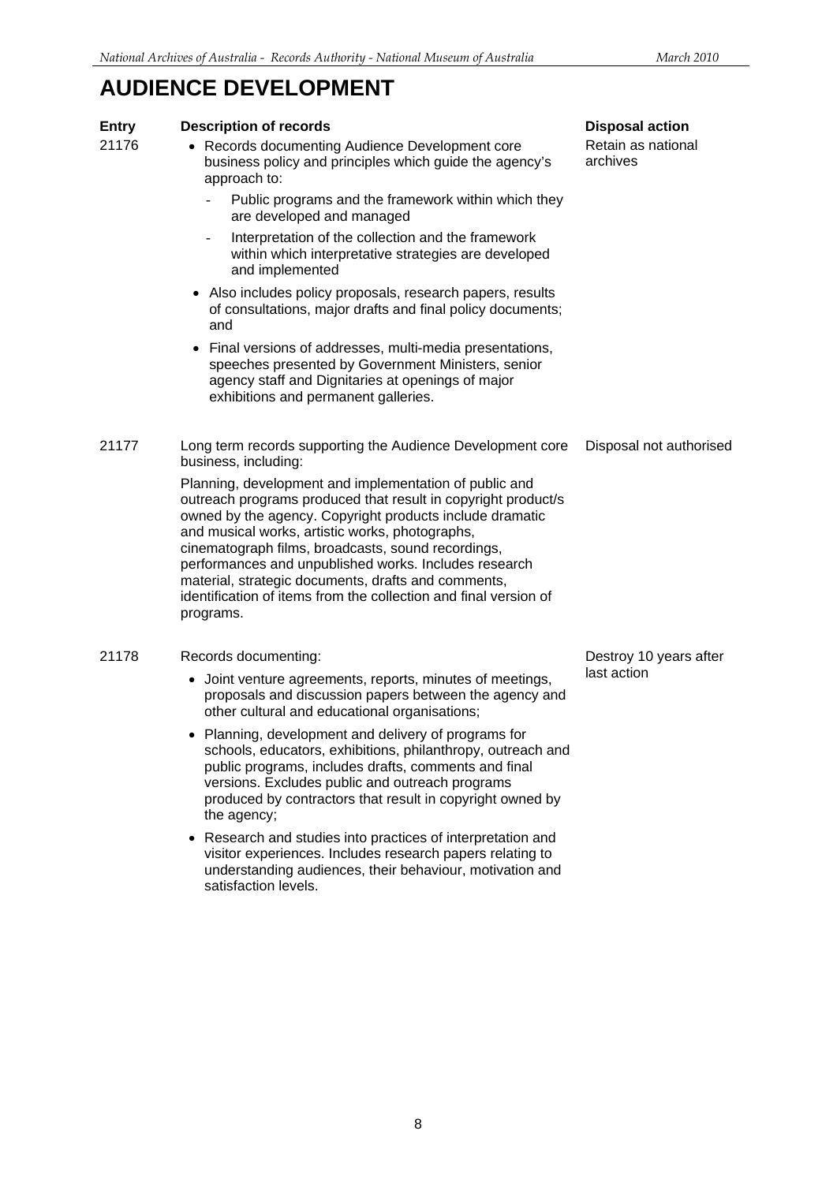# AUDIENCE DEVELOPMENT

| Entry | Description of records | Disposal action |
| --- | --- | --- |
| 21176 | • Records documenting Audience Development core business policy and principles which guide the agency's approach to:<br>- Public programs and the framework within which they are developed and managed<br>- Interpretation of the collection and the framework within which interpretative strategies are developed and implemented<br>• Also includes policy proposals, research papers, results of consultations, major drafts and final policy documents; and<br>• Final versions of addresses, multi-media presentations, speeches presented by Government Ministers, senior agency staff and Dignitaries at openings of major exhibitions and permanent galleries. | Retain as national archives |
| 21177 | Long term records supporting the Audience Development core business, including:<br>Planning, development and implementation of public and outreach programs produced that result in copyright product/s owned by the agency. Copyright products include dramatic and musical works, artistic works, photographs, cinematograph films, broadcasts, sound recordings, performances and unpublished works. Includes research material, strategic documents, drafts and comments, identification of items from the collection and final version of programs. | Disposal not authorised |
| 21178 | Records documenting:<br>• Joint venture agreements, reports, minutes of meetings, proposals and discussion papers between the agency and other cultural and educational organisations;<br>• Planning, development and delivery of programs for schools, educators, exhibitions, philanthropy, outreach and public programs, includes drafts, comments and final versions. Excludes public and outreach programs produced by contractors that result in copyright owned by the agency;<br>• Research and studies into practices of interpretation and visitor experiences. Includes research papers relating to understanding audiences, their behaviour, motivation and satisfaction levels. | Destroy 10 years after last action |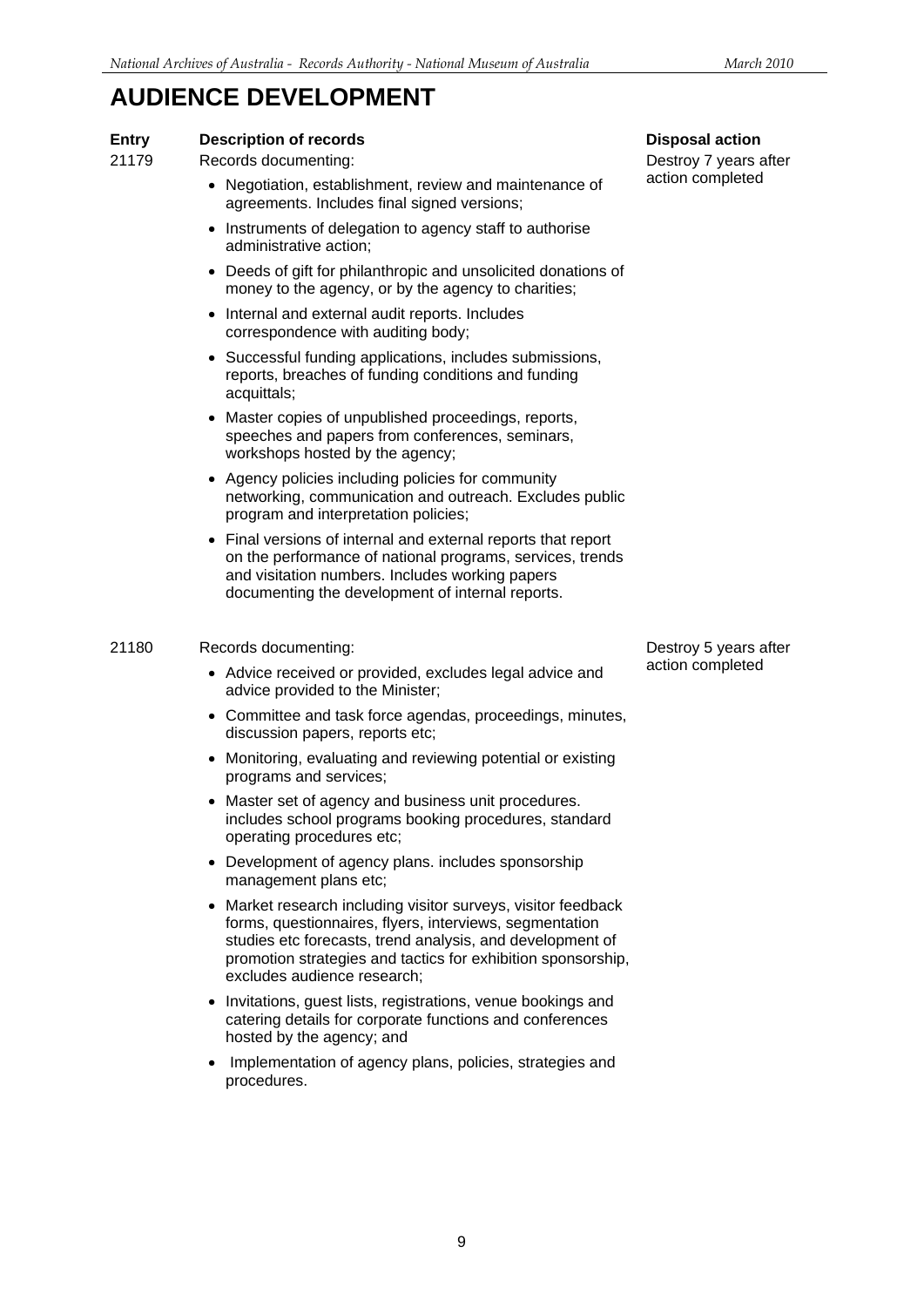# AUDIENCE DEVELOPMENT

| Entry | Description of records | Disposal action |
|---|---|---|
| 21179 | Records documenting:<br>• Negotiation, establishment, review and maintenance of agreements. Includes final signed versions;<br>• Instruments of delegation to agency staff to authorise administrative action;<br>• Deeds of gift for philanthropic and unsolicited donations of money to the agency, or by the agency to charities;<br>• Internal and external audit reports. Includes correspondence with auditing body;<br>• Successful funding applications, includes submissions, reports, breaches of funding conditions and funding acquittals;<br>• Master copies of unpublished proceedings, reports, speeches and papers from conferences, seminars, workshops hosted by the agency;<br>• Agency policies including policies for community networking, communication and outreach. Excludes public program and interpretation policies;<br>• Final versions of internal and external reports that report on the performance of national programs, services, trends and visitation numbers. Includes working papers documenting the development of internal reports. | Destroy 7 years after action completed |
| 21180 | Records documenting:<br>• Advice received or provided, excludes legal advice and advice provided to the Minister;<br>• Committee and task force agendas, proceedings, minutes, discussion papers, reports etc;<br>• Monitoring, evaluating and reviewing potential or existing programs and services;<br>• Master set of agency and business unit procedures. includes school programs booking procedures, standard operating procedures etc;<br>• Development of agency plans. includes sponsorship management plans etc;<br>• Market research including visitor surveys, visitor feedback forms, questionnaires, flyers, interviews, segmentation studies etc forecasts, trend analysis, and development of promotion strategies and tactics for exhibition sponsorship, excludes audience research;<br>• Invitations, guest lists, registrations, venue bookings and catering details for corporate functions and conferences hosted by the agency; and<br>• Implementation of agency plans, policies, strategies and procedures. | Destroy 5 years after action completed |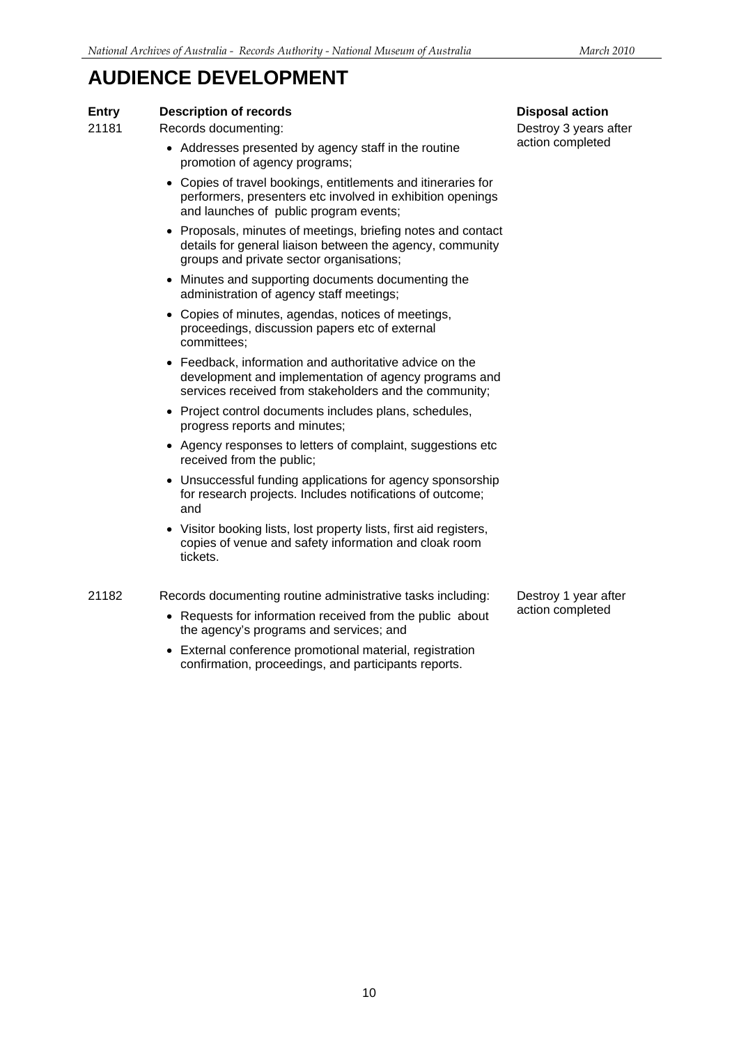# AUDIENCE DEVELOPMENT

| Entry | Description of records | Disposal action |
| --- | --- | --- |
| 21181 | Records documenting:<br>• Addresses presented by agency staff in the routine promotion of agency programs;<br>• Copies of travel bookings, entitlements and itineraries for performers, presenters etc involved in exhibition openings and launches of public program events;<br>• Proposals, minutes of meetings, briefing notes and contact details for general liaison between the agency, community groups and private sector organisations;<br>• Minutes and supporting documents documenting the administration of agency staff meetings;<br>• Copies of minutes, agendas, notices of meetings, proceedings, discussion papers etc of external committees;<br>• Feedback, information and authoritative advice on the development and implementation of agency programs and services received from stakeholders and the community;<br>• Project control documents includes plans, schedules, progress reports and minutes;<br>• Agency responses to letters of complaint, suggestions etc received from the public;<br>• Unsuccessful funding applications for agency sponsorship for research projects. Includes notifications of outcome; and<br>• Visitor booking lists, lost property lists, first aid registers, copies of venue and safety information and cloak room tickets. | Destroy 3 years after action completed |
| 21182 | Records documenting routine administrative tasks including:<br>• Requests for information received from the public about the agency's programs and services; and<br>• External conference promotional material, registration confirmation, proceedings, and participants reports. | Destroy 1 year after action completed |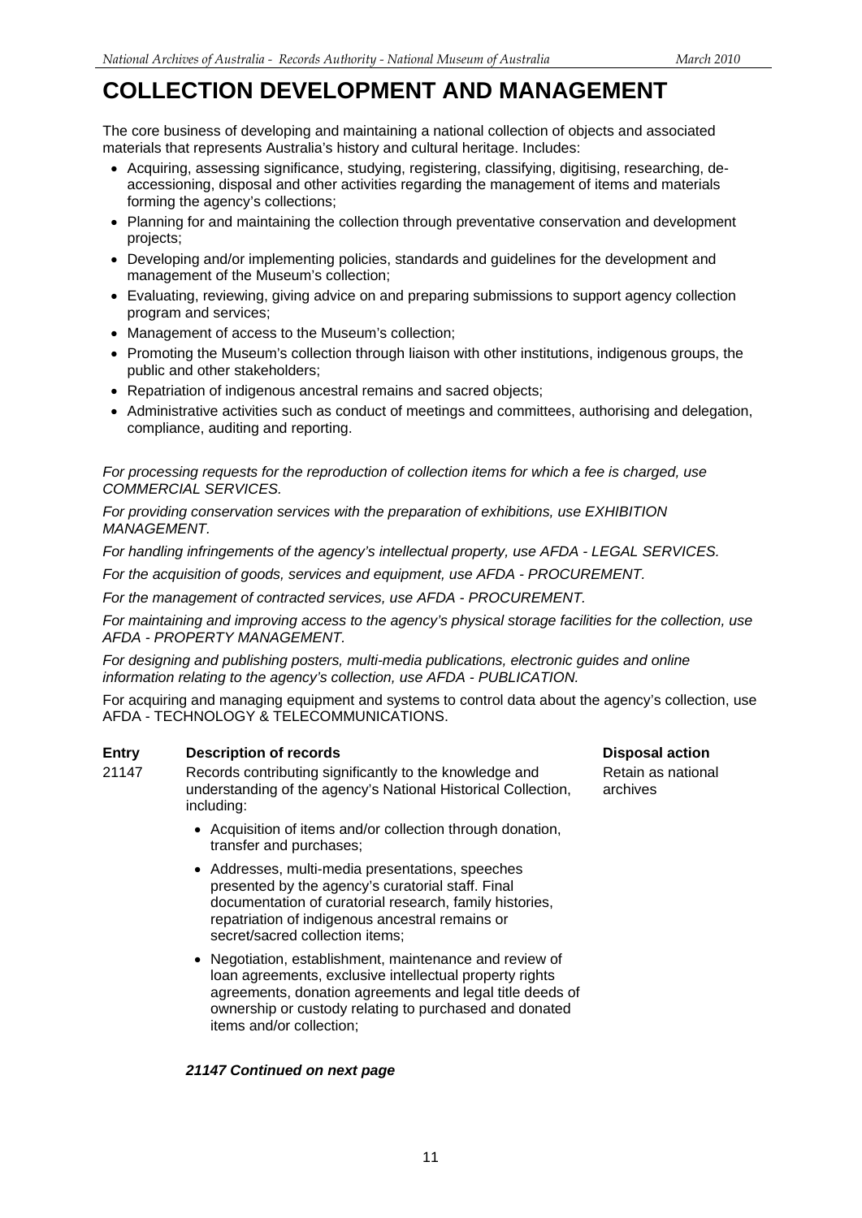# COLLECTION DEVELOPMENT AND MANAGEMENT

The core business of developing and maintaining a national collection of objects and associated materials that represents Australia's history and cultural heritage. Includes:

- Acquiring, assessing significance, studying, registering, classifying, digitising, researching, de-accessioning, disposal and other activities regarding the management of items and materials forming the agency's collections;
- Planning for and maintaining the collection through preventative conservation and development projects;
- Developing and/or implementing policies, standards and guidelines for the development and management of the Museum's collection;
- Evaluating, reviewing, giving advice on and preparing submissions to support agency collection program and services;
- Management of access to the Museum's collection;
- Promoting the Museum's collection through liaison with other institutions, indigenous groups, the public and other stakeholders;
- Repatriation of indigenous ancestral remains and sacred objects;
- Administrative activities such as conduct of meetings and committees, authorising and delegation, compliance, auditing and reporting.

*For processing requests for the reproduction of collection items for which a fee is charged, use COMMERCIAL SERVICES.*

*For providing conservation services with the preparation of exhibitions, use EXHIBITION MANAGEMENT.*

*For handling infringements of the agency's intellectual property, use AFDA - LEGAL SERVICES.*

*For the acquisition of goods, services and equipment, use AFDA - PROCUREMENT.*

*For the management of contracted services, use AFDA - PROCUREMENT.*

*For maintaining and improving access to the agency's physical storage facilities for the collection, use AFDA - PROPERTY MANAGEMENT.*

*For designing and publishing posters, multi-media publications, electronic guides and online information relating to the agency's collection, use AFDA - PUBLICATION.*

For acquiring and managing equipment and systems to control data about the agency's collection, use AFDA - TECHNOLOGY & TELECOMMUNICATIONS.

| Entry | Description of records | Disposal action |
|---|---|---|
| 21147 | Records contributing significantly to the knowledge and understanding of the agency's National Historical Collection, including:<br><br>• Acquisition of items and/or collection through donation, transfer and purchases;<br><br>• Addresses, multi-media presentations, speeches presented by the agency's curatorial staff. Final documentation of curatorial research, family histories, repatriation of indigenous ancestral remains or secret/sacred collection items;<br><br>• Negotiation, establishment, maintenance and review of loan agreements, exclusive intellectual property rights agreements, donation agreements and legal title deeds of ownership or custody relating to purchased and donated items and/or collection;<br><br>***21147 Continued on next page*** | Retain as national archives |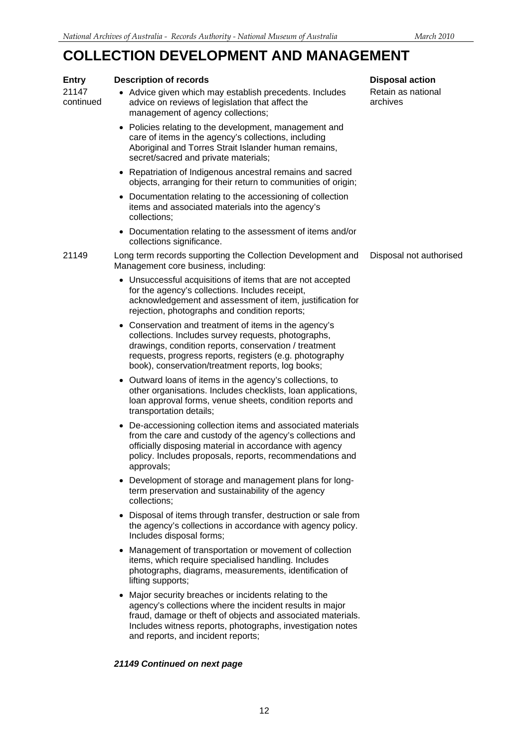# COLLECTION DEVELOPMENT AND MANAGEMENT

| Entry | Description of records | Disposal action |
| --- | --- | --- |
| 21147 continued | • Advice given which may establish precedents. Includes advice on reviews of legislation that affect the management of agency collections;<br>• Policies relating to the development, management and care of items in the agency's collections, including Aboriginal and Torres Strait Islander human remains, secret/sacred and private materials;<br>• Repatriation of Indigenous ancestral remains and sacred objects, arranging for their return to communities of origin;<br>• Documentation relating to the accessioning of collection items and associated materials into the agency's collections;<br>• Documentation relating to the assessment of items and/or collections significance. | Retain as national archives |
| 21149 | Long term records supporting the Collection Development and Management core business, including:<br>• Unsuccessful acquisitions of items that are not accepted for the agency's collections. Includes receipt, acknowledgement and assessment of item, justification for rejection, photographs and condition reports;<br>• Conservation and treatment of items in the agency's collections. Includes survey requests, photographs, drawings, condition reports, conservation / treatment requests, progress reports, registers (e.g. photography book), conservation/treatment reports, log books;<br>• Outward loans of items in the agency's collections, to other organisations. Includes checklists, loan applications, loan approval forms, venue sheets, condition reports and transportation details;<br>• De-accessioning collection items and associated materials from the care and custody of the agency's collections and officially disposing material in accordance with agency policy. Includes proposals, reports, recommendations and approvals;<br>• Development of storage and management plans for long-term preservation and sustainability of the agency collections;<br>• Disposal of items through transfer, destruction or sale from the agency's collections in accordance with agency policy. Includes disposal forms;<br>• Management of transportation or movement of collection items, which require specialised handling. Includes photographs, diagrams, measurements, identification of lifting supports;<br>• Major security breaches or incidents relating to the agency's collections where the incident results in major fraud, damage or theft of objects and associated materials. Includes witness reports, photographs, investigation notes and reports, and incident reports; | Disposal not authorised |

***21149 Continued on next page***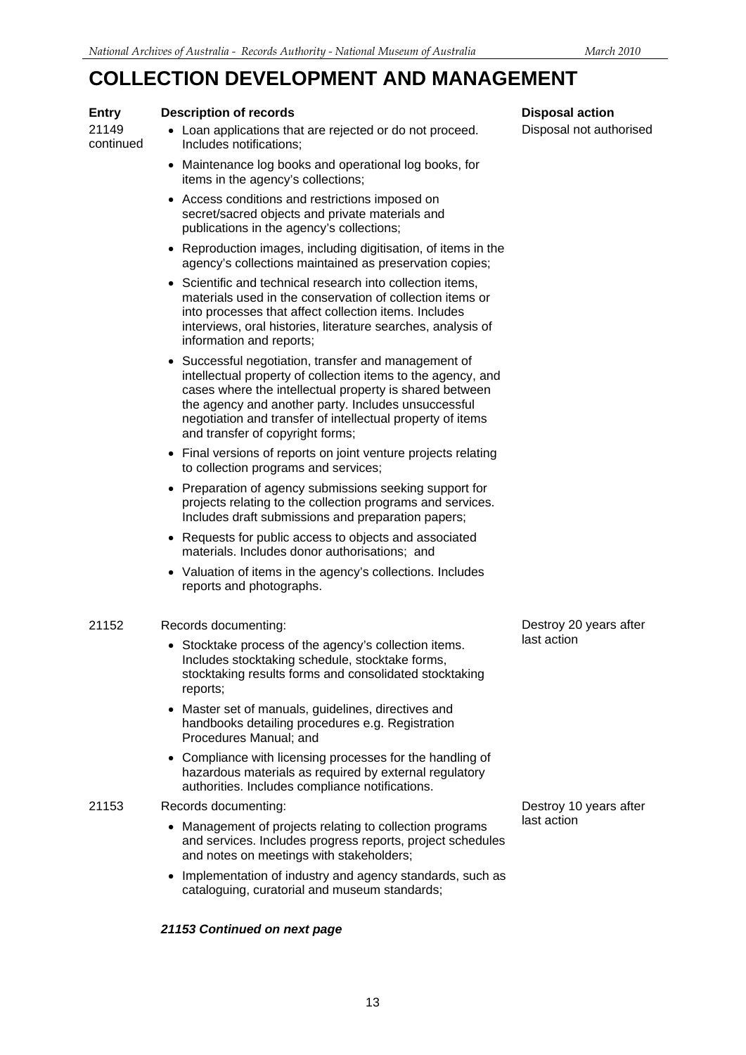# COLLECTION DEVELOPMENT AND MANAGEMENT

| Entry | Description of records | Disposal action |
|---|---|---|
| 21149 continued | • Loan applications that are rejected or do not proceed. Includes notifications;<br>• Maintenance log books and operational log books, for items in the agency's collections;<br>• Access conditions and restrictions imposed on secret/sacred objects and private materials and publications in the agency's collections;<br>• Reproduction images, including digitisation, of items in the agency's collections maintained as preservation copies;<br>• Scientific and technical research into collection items, materials used in the conservation of collection items or into processes that affect collection items. Includes interviews, oral histories, literature searches, analysis of information and reports;<br>• Successful negotiation, transfer and management of intellectual property of collection items to the agency, and cases where the intellectual property is shared between the agency and another party. Includes unsuccessful negotiation and transfer of intellectual property of items and transfer of copyright forms;<br>• Final versions of reports on joint venture projects relating to collection programs and services;<br>• Preparation of agency submissions seeking support for projects relating to the collection programs and services. Includes draft submissions and preparation papers;<br>• Requests for public access to objects and associated materials. Includes donor authorisations; and<br>• Valuation of items in the agency's collections. Includes reports and photographs. | Disposal not authorised |
| 21152 | Records documenting:<br>• Stocktake process of the agency's collection items. Includes stocktaking schedule, stocktake forms, stocktaking results forms and consolidated stocktaking reports;<br>• Master set of manuals, guidelines, directives and handbooks detailing procedures e.g. Registration Procedures Manual; and<br>• Compliance with licensing processes for the handling of hazardous materials as required by external regulatory authorities. Includes compliance notifications. | Destroy 20 years after last action |
| 21153 | Records documenting:<br>• Management of projects relating to collection programs and services. Includes progress reports, project schedules and notes on meetings with stakeholders;<br>• Implementation of industry and agency standards, such as cataloguing, curatorial and museum standards; | Destroy 10 years after last action |

***21153 Continued on next page***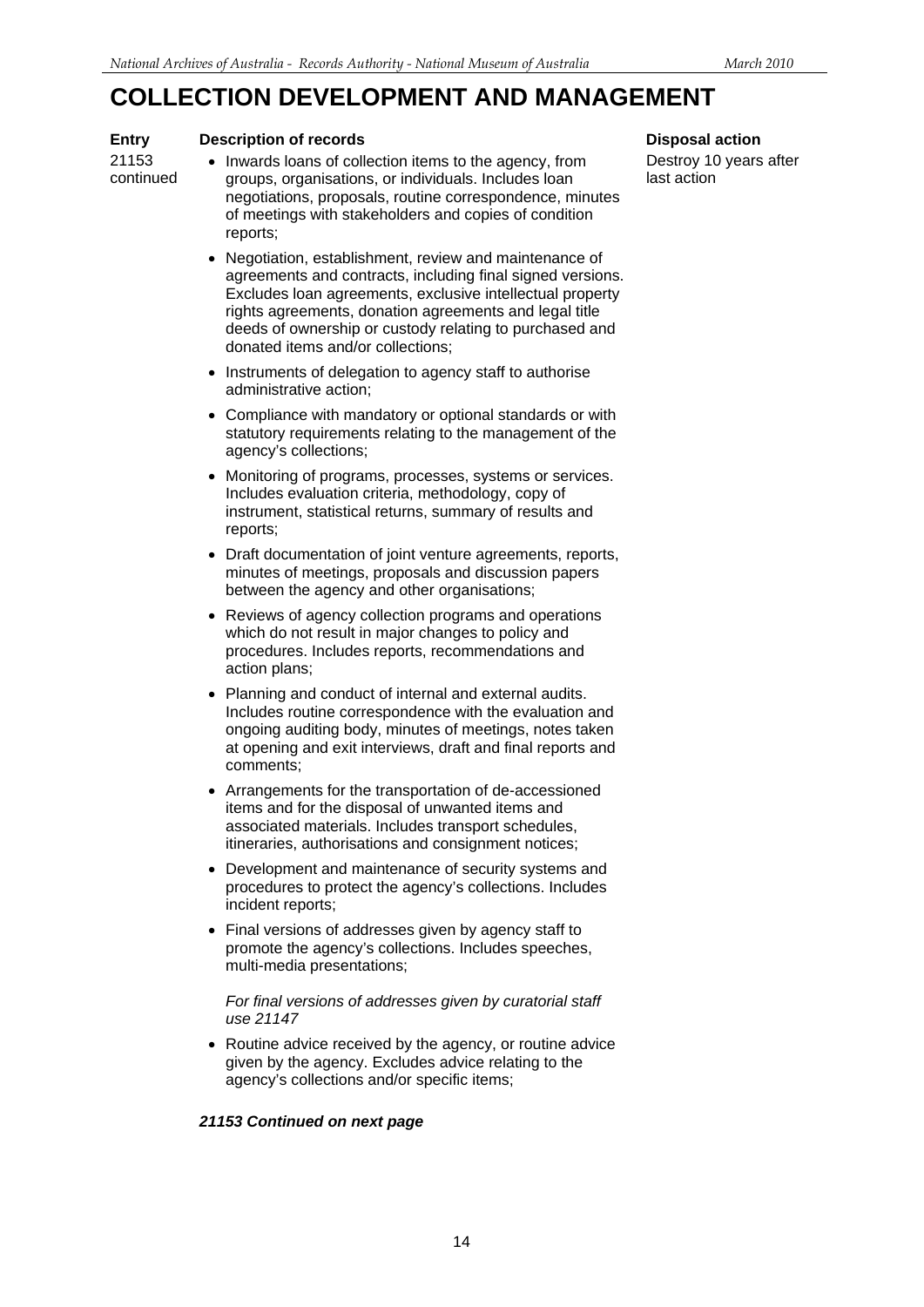# COLLECTION DEVELOPMENT AND MANAGEMENT

| Entry | Description of records | Disposal action |
|---|---|---|
| 21153 continued | • Inwards loans of collection items to the agency, from groups, organisations, or individuals. Includes loan negotiations, proposals, routine correspondence, minutes of meetings with stakeholders and copies of condition reports;<br><br>• Negotiation, establishment, review and maintenance of agreements and contracts, including final signed versions. Excludes loan agreements, exclusive intellectual property rights agreements, donation agreements and legal title deeds of ownership or custody relating to purchased and donated items and/or collections;<br><br>• Instruments of delegation to agency staff to authorise administrative action;<br><br>• Compliance with mandatory or optional standards or with statutory requirements relating to the management of the agency's collections;<br><br>• Monitoring of programs, processes, systems or services. Includes evaluation criteria, methodology, copy of instrument, statistical returns, summary of results and reports;<br><br>• Draft documentation of joint venture agreements, reports, minutes of meetings, proposals and discussion papers between the agency and other organisations;<br><br>• Reviews of agency collection programs and operations which do not result in major changes to policy and procedures. Includes reports, recommendations and action plans;<br><br>• Planning and conduct of internal and external audits. Includes routine correspondence with the evaluation and ongoing auditing body, minutes of meetings, notes taken at opening and exit interviews, draft and final reports and comments;<br><br>• Arrangements for the transportation of de-accessioned items and for the disposal of unwanted items and associated materials. Includes transport schedules, itineraries, authorisations and consignment notices;<br><br>• Development and maintenance of security systems and procedures to protect the agency's collections. Includes incident reports;<br><br>• Final versions of addresses given by agency staff to promote the agency's collections. Includes speeches, multi-media presentations;<br><br>*For final versions of addresses given by curatorial staff use 21147*<br><br>• Routine advice received by the agency, or routine advice given by the agency. Excludes advice relating to the agency's collections and/or specific items;<br><br>***21153 Continued on next page*** | Destroy 10 years after last action |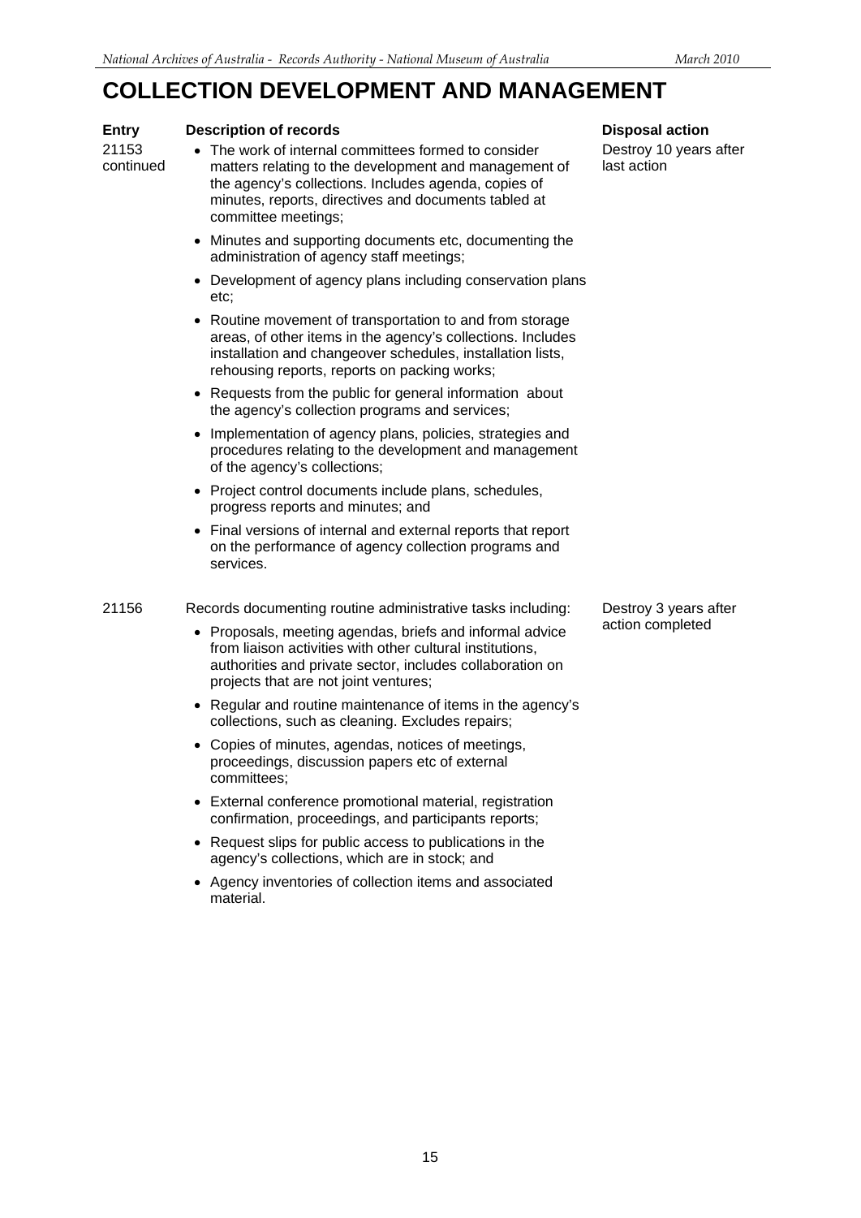# COLLECTION DEVELOPMENT AND MANAGEMENT

| Entry | Description of records | Disposal action |
|---|---|---|
| 21153 continued | • The work of internal committees formed to consider matters relating to the development and management of the agency's collections. Includes agenda, copies of minutes, reports, directives and documents tabled at committee meetings;<br>• Minutes and supporting documents etc, documenting the administration of agency staff meetings;<br>• Development of agency plans including conservation plans etc;<br>• Routine movement of transportation to and from storage areas, of other items in the agency's collections. Includes installation and changeover schedules, installation lists, rehousing reports, reports on packing works;<br>• Requests from the public for general information about the agency's collection programs and services;<br>• Implementation of agency plans, policies, strategies and procedures relating to the development and management of the agency's collections;<br>• Project control documents include plans, schedules, progress reports and minutes; and<br>• Final versions of internal and external reports that report on the performance of agency collection programs and services. | Destroy 10 years after last action |
| 21156 | Records documenting routine administrative tasks including:<br>• Proposals, meeting agendas, briefs and informal advice from liaison activities with other cultural institutions, authorities and private sector, includes collaboration on projects that are not joint ventures;<br>• Regular and routine maintenance of items in the agency's collections, such as cleaning. Excludes repairs;<br>• Copies of minutes, agendas, notices of meetings, proceedings, discussion papers etc of external committees;<br>• External conference promotional material, registration confirmation, proceedings, and participants reports;<br>• Request slips for public access to publications in the agency's collections, which are in stock; and<br>• Agency inventories of collection items and associated material. | Destroy 3 years after action completed |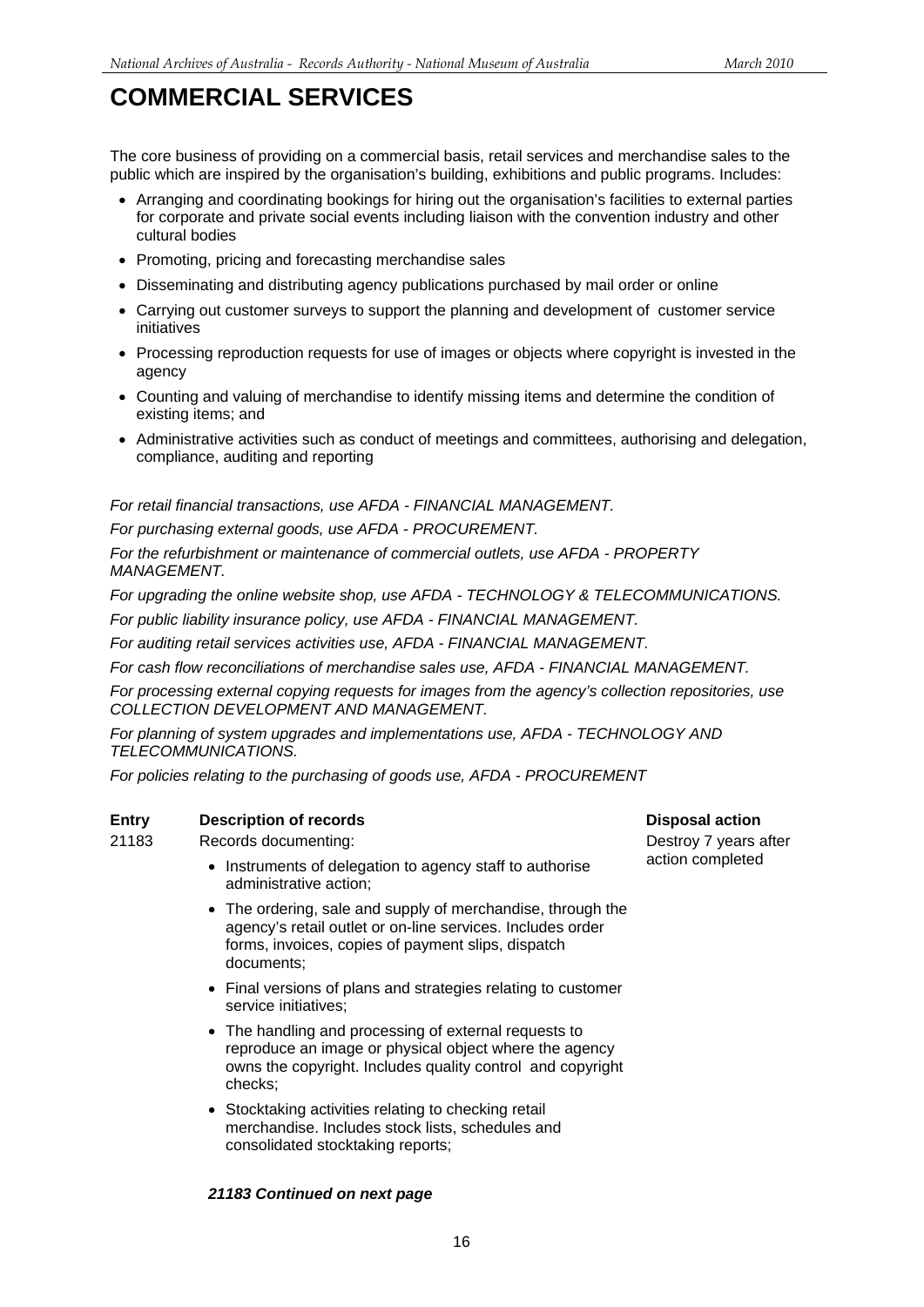# COMMERCIAL SERVICES

The core business of providing on a commercial basis, retail services and merchandise sales to the public which are inspired by the organisation's building, exhibitions and public programs. Includes:

- Arranging and coordinating bookings for hiring out the organisation's facilities to external parties for corporate and private social events including liaison with the convention industry and other cultural bodies
- Promoting, pricing and forecasting merchandise sales
- Disseminating and distributing agency publications purchased by mail order or online
- Carrying out customer surveys to support the planning and development of customer service initiatives
- Processing reproduction requests for use of images or objects where copyright is invested in the agency
- Counting and valuing of merchandise to identify missing items and determine the condition of existing items; and
- Administrative activities such as conduct of meetings and committees, authorising and delegation, compliance, auditing and reporting

*For retail financial transactions, use AFDA - FINANCIAL MANAGEMENT.*

*For purchasing external goods, use AFDA - PROCUREMENT.*

*For the refurbishment or maintenance of commercial outlets, use AFDA - PROPERTY MANAGEMENT.*

*For upgrading the online website shop, use AFDA - TECHNOLOGY & TELECOMMUNICATIONS.*

*For public liability insurance policy, use AFDA - FINANCIAL MANAGEMENT.*

*For auditing retail services activities use, AFDA - FINANCIAL MANAGEMENT.*

*For cash flow reconciliations of merchandise sales use, AFDA - FINANCIAL MANAGEMENT.*

*For processing external copying requests for images from the agency's collection repositories, use COLLECTION DEVELOPMENT AND MANAGEMENT.*

*For planning of system upgrades and implementations use, AFDA - TECHNOLOGY AND TELECOMMUNICATIONS.*

*For policies relating to the purchasing of goods use, AFDA - PROCUREMENT*

| Entry | Description of records | Disposal action |
|---|---|---|
| 21183 | Records documenting:<br>• Instruments of delegation to agency staff to authorise administrative action;<br>• The ordering, sale and supply of merchandise, through the agency's retail outlet or on-line services. Includes order forms, invoices, copies of payment slips, dispatch documents;<br>• Final versions of plans and strategies relating to customer service initiatives;<br>• The handling and processing of external requests to reproduce an image or physical object where the agency owns the copyright. Includes quality control and copyright checks;<br>• Stocktaking activities relating to checking retail merchandise. Includes stock lists, schedules and consolidated stocktaking reports;<br><br>***21183 Continued on next page*** | Destroy 7 years after action completed |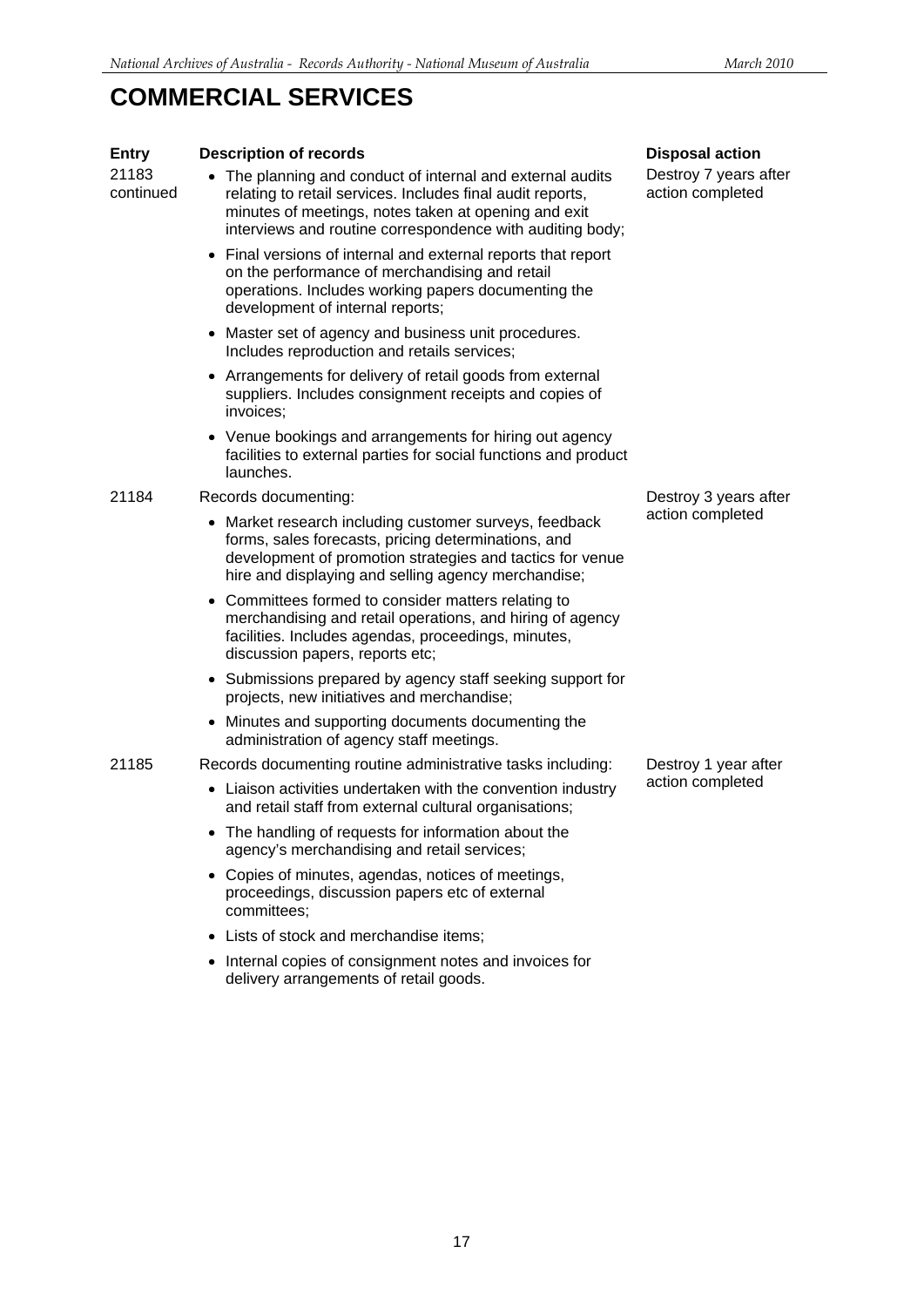# COMMERCIAL SERVICES

| Entry | Description of records | Disposal action |
| --- | --- | --- |
| 21183 continued | • The planning and conduct of internal and external audits relating to retail services. Includes final audit reports, minutes of meetings, notes taken at opening and exit interviews and routine correspondence with auditing body;<br>• Final versions of internal and external reports that report on the performance of merchandising and retail operations. Includes working papers documenting the development of internal reports;<br>• Master set of agency and business unit procedures. Includes reproduction and retails services;<br>• Arrangements for delivery of retail goods from external suppliers. Includes consignment receipts and copies of invoices;<br>• Venue bookings and arrangements for hiring out agency facilities to external parties for social functions and product launches. | Destroy 7 years after action completed |
| 21184 | Records documenting:<br>• Market research including customer surveys, feedback forms, sales forecasts, pricing determinations, and development of promotion strategies and tactics for venue hire and displaying and selling agency merchandise;<br>• Committees formed to consider matters relating to merchandising and retail operations, and hiring of agency facilities. Includes agendas, proceedings, minutes, discussion papers, reports etc;<br>• Submissions prepared by agency staff seeking support for projects, new initiatives and merchandise;<br>• Minutes and supporting documents documenting the administration of agency staff meetings. | Destroy 3 years after action completed |
| 21185 | Records documenting routine administrative tasks including:<br>• Liaison activities undertaken with the convention industry and retail staff from external cultural organisations;<br>• The handling of requests for information about the agency's merchandising and retail services;<br>• Copies of minutes, agendas, notices of meetings, proceedings, discussion papers etc of external committees;<br>• Lists of stock and merchandise items;<br>• Internal copies of consignment notes and invoices for delivery arrangements of retail goods. | Destroy 1 year after action completed |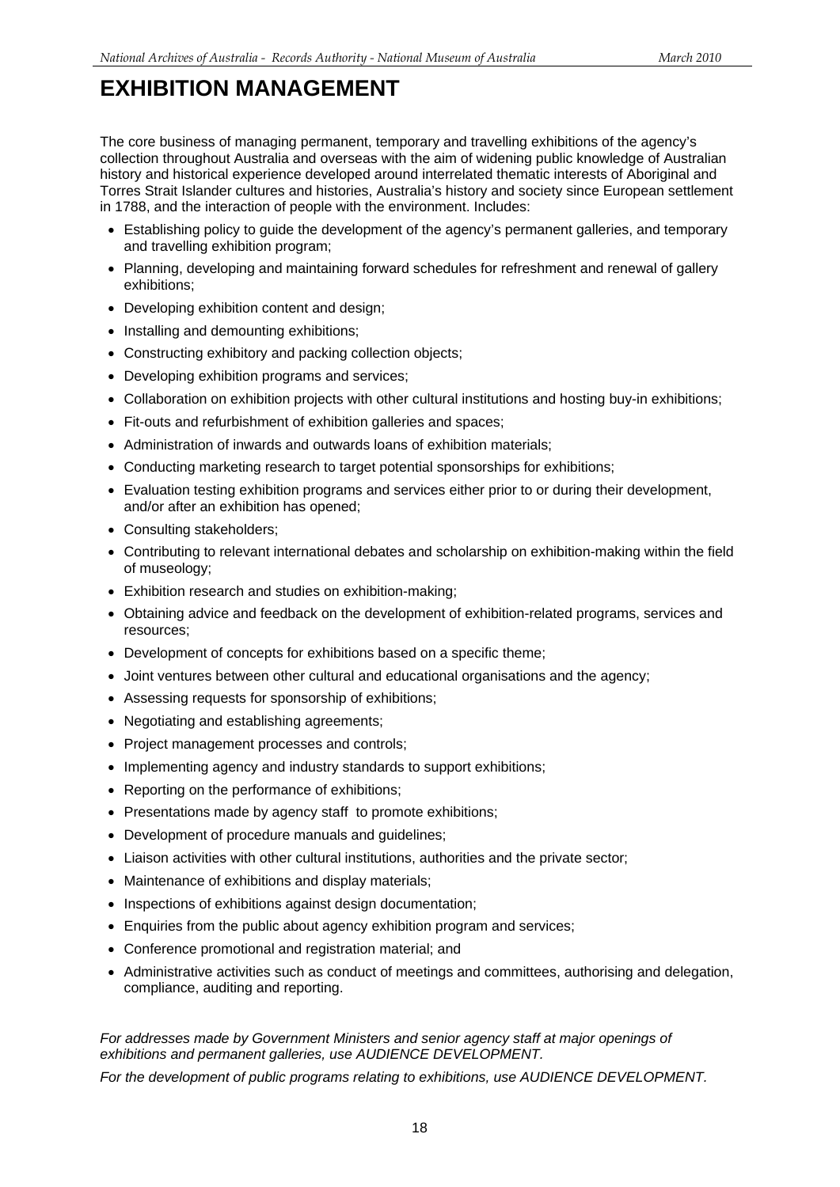# EXHIBITION MANAGEMENT

The core business of managing permanent, temporary and travelling exhibitions of the agency's collection throughout Australia and overseas with the aim of widening public knowledge of Australian history and historical experience developed around interrelated thematic interests of Aboriginal and Torres Strait Islander cultures and histories, Australia's history and society since European settlement in 1788, and the interaction of people with the environment. Includes:

- Establishing policy to guide the development of the agency's permanent galleries, and temporary and travelling exhibition program;
- Planning, developing and maintaining forward schedules for refreshment and renewal of gallery exhibitions;
- Developing exhibition content and design;
- Installing and demounting exhibitions;
- Constructing exhibitory and packing collection objects;
- Developing exhibition programs and services;
- Collaboration on exhibition projects with other cultural institutions and hosting buy-in exhibitions;
- Fit-outs and refurbishment of exhibition galleries and spaces;
- Administration of inwards and outwards loans of exhibition materials;
- Conducting marketing research to target potential sponsorships for exhibitions;
- Evaluation testing exhibition programs and services either prior to or during their development, and/or after an exhibition has opened;
- Consulting stakeholders;
- Contributing to relevant international debates and scholarship on exhibition-making within the field of museology;
- Exhibition research and studies on exhibition-making;
- Obtaining advice and feedback on the development of exhibition-related programs, services and resources;
- Development of concepts for exhibitions based on a specific theme;
- Joint ventures between other cultural and educational organisations and the agency;
- Assessing requests for sponsorship of exhibitions;
- Negotiating and establishing agreements;
- Project management processes and controls;
- Implementing agency and industry standards to support exhibitions;
- Reporting on the performance of exhibitions;
- Presentations made by agency staff to promote exhibitions;
- Development of procedure manuals and guidelines;
- Liaison activities with other cultural institutions, authorities and the private sector;
- Maintenance of exhibitions and display materials;
- Inspections of exhibitions against design documentation;
- Enquiries from the public about agency exhibition program and services;
- Conference promotional and registration material; and
- Administrative activities such as conduct of meetings and committees, authorising and delegation, compliance, auditing and reporting.

*For addresses made by Government Ministers and senior agency staff at major openings of exhibitions and permanent galleries, use AUDIENCE DEVELOPMENT.*

*For the development of public programs relating to exhibitions, use AUDIENCE DEVELOPMENT.*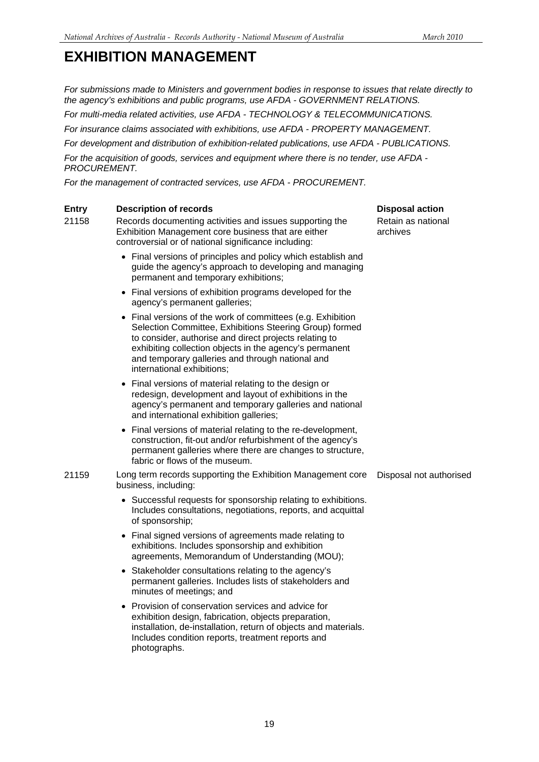# EXHIBITION MANAGEMENT

*For submissions made to Ministers and government bodies in response to issues that relate directly to the agency's exhibitions and public programs, use AFDA - GOVERNMENT RELATIONS.*

*For multi-media related activities, use AFDA - TECHNOLOGY & TELECOMMUNICATIONS.*

*For insurance claims associated with exhibitions, use AFDA - PROPERTY MANAGEMENT.*

*For development and distribution of exhibition-related publications, use AFDA - PUBLICATIONS.*

*For the acquisition of goods, services and equipment where there is no tender, use AFDA - PROCUREMENT.*

*For the management of contracted services, use AFDA - PROCUREMENT.*

| Entry | Description of records | Disposal action |
|---|---|---|
| 21158 | Records documenting activities and issues supporting the Exhibition Management core business that are either controversial or of national significance including:<br>• Final versions of principles and policy which establish and guide the agency's approach to developing and managing permanent and temporary exhibitions;<br>• Final versions of exhibition programs developed for the agency's permanent galleries;<br>• Final versions of the work of committees (e.g. Exhibition Selection Committee, Exhibitions Steering Group) formed to consider, authorise and direct projects relating to exhibiting collection objects in the agency's permanent and temporary galleries and through national and international exhibitions;<br>• Final versions of material relating to the design or redesign, development and layout of exhibitions in the agency's permanent and temporary galleries and national and international exhibition galleries;<br>• Final versions of material relating to the re-development, construction, fit-out and/or refurbishment of the agency's permanent galleries where there are changes to structure, fabric or flows of the museum. | Retain as national archives |
| 21159 | Long term records supporting the Exhibition Management core business, including:<br>• Successful requests for sponsorship relating to exhibitions. Includes consultations, negotiations, reports, and acquittal of sponsorship;<br>• Final signed versions of agreements made relating to exhibitions. Includes sponsorship and exhibition agreements, Memorandum of Understanding (MOU);<br>• Stakeholder consultations relating to the agency's permanent galleries. Includes lists of stakeholders and minutes of meetings; and<br>• Provision of conservation services and advice for exhibition design, fabrication, objects preparation, installation, de-installation, return of objects and materials. Includes condition reports, treatment reports and photographs. | Disposal not authorised |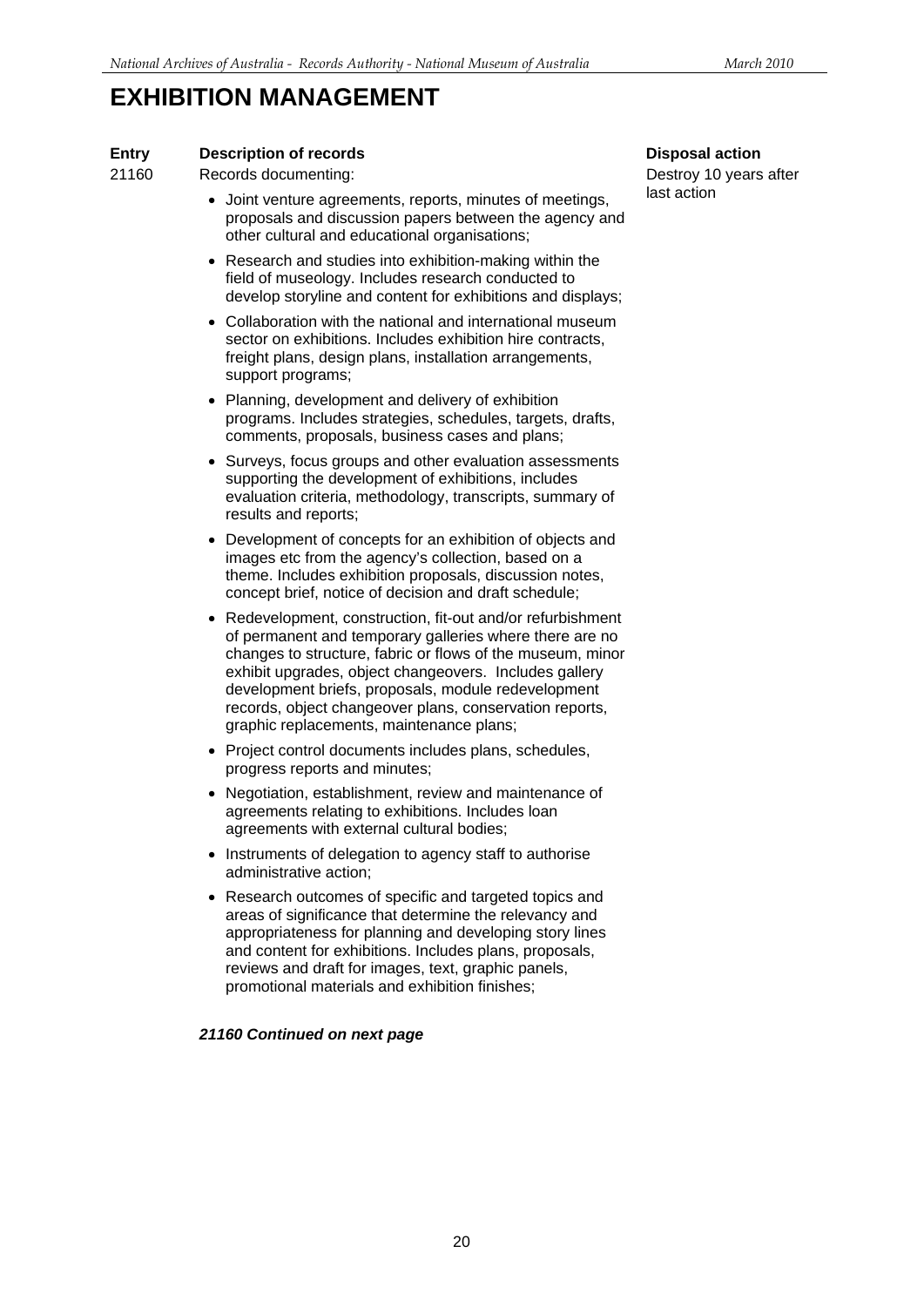# EXHIBITION MANAGEMENT

| Entry | Description of records | Disposal action |
|---|---|---|
| 21160 | Records documenting:<br>• Joint venture agreements, reports, minutes of meetings, proposals and discussion papers between the agency and other cultural and educational organisations;<br>• Research and studies into exhibition-making within the field of museology. Includes research conducted to develop storyline and content for exhibitions and displays;<br>• Collaboration with the national and international museum sector on exhibitions. Includes exhibition hire contracts, freight plans, design plans, installation arrangements, support programs;<br>• Planning, development and delivery of exhibition programs. Includes strategies, schedules, targets, drafts, comments, proposals, business cases and plans;<br>• Surveys, focus groups and other evaluation assessments supporting the development of exhibitions, includes evaluation criteria, methodology, transcripts, summary of results and reports;<br>• Development of concepts for an exhibition of objects and images etc from the agency's collection, based on a theme. Includes exhibition proposals, discussion notes, concept brief, notice of decision and draft schedule;<br>• Redevelopment, construction, fit-out and/or refurbishment of permanent and temporary galleries where there are no changes to structure, fabric or flows of the museum, minor exhibit upgrades, object changeovers. Includes gallery development briefs, proposals, module redevelopment records, object changeover plans, conservation reports, graphic replacements, maintenance plans;<br>• Project control documents includes plans, schedules, progress reports and minutes;<br>• Negotiation, establishment, review and maintenance of agreements relating to exhibitions. Includes loan agreements with external cultural bodies;<br>• Instruments of delegation to agency staff to authorise administrative action;<br>• Research outcomes of specific and targeted topics and areas of significance that determine the relevancy and appropriateness for planning and developing story lines and content for exhibitions. Includes plans, proposals, reviews and draft for images, text, graphic panels, promotional materials and exhibition finishes;<br><br>***21160 Continued on next page*** | Destroy 10 years after last action |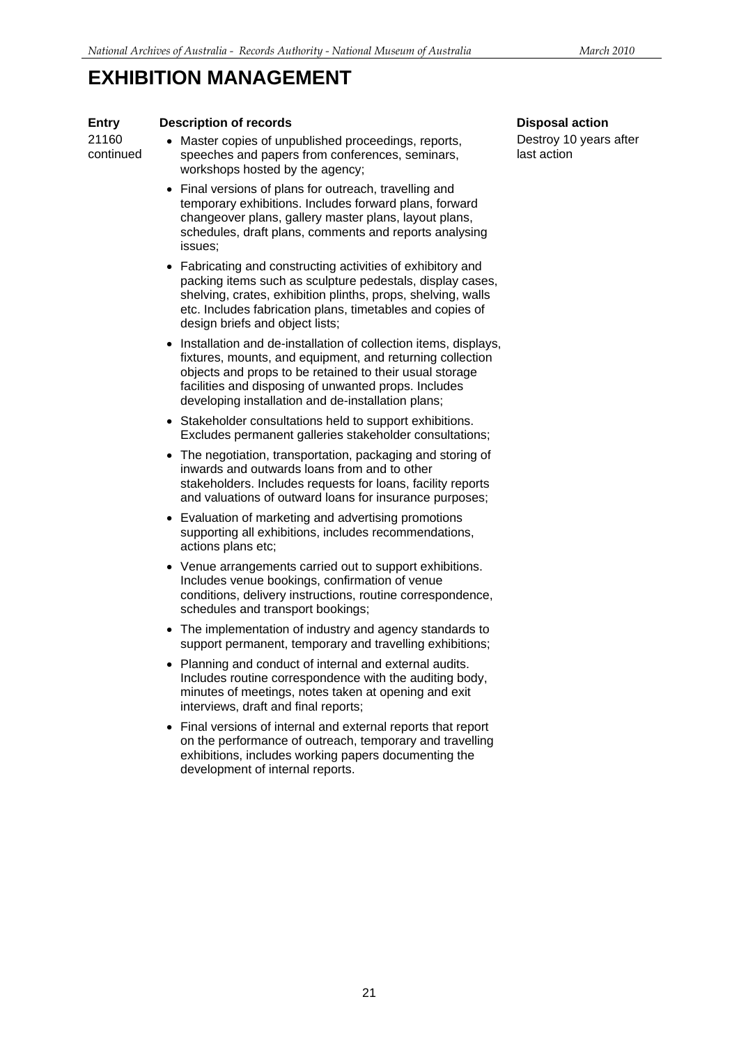# EXHIBITION MANAGEMENT

| Entry | Description of records | Disposal action |
| --- | --- | --- |
| 21160 continued | • Master copies of unpublished proceedings, reports, speeches and papers from conferences, seminars, workshops hosted by the agency;<br>• Final versions of plans for outreach, travelling and temporary exhibitions. Includes forward plans, forward changeover plans, gallery master plans, layout plans, schedules, draft plans, comments and reports analysing issues;<br>• Fabricating and constructing activities of exhibitory and packing items such as sculpture pedestals, display cases, shelving, crates, exhibition plinths, props, shelving, walls etc. Includes fabrication plans, timetables and copies of design briefs and object lists;<br>• Installation and de-installation of collection items, displays, fixtures, mounts, and equipment, and returning collection objects and props to be retained to their usual storage facilities and disposing of unwanted props. Includes developing installation and de-installation plans;<br>• Stakeholder consultations held to support exhibitions. Excludes permanent galleries stakeholder consultations;<br>• The negotiation, transportation, packaging and storing of inwards and outwards loans from and to other stakeholders. Includes requests for loans, facility reports and valuations of outward loans for insurance purposes;<br>• Evaluation of marketing and advertising promotions supporting all exhibitions, includes recommendations, actions plans etc;<br>• Venue arrangements carried out to support exhibitions. Includes venue bookings, confirmation of venue conditions, delivery instructions, routine correspondence, schedules and transport bookings;<br>• The implementation of industry and agency standards to support permanent, temporary and travelling exhibitions;<br>• Planning and conduct of internal and external audits. Includes routine correspondence with the auditing body, minutes of meetings, notes taken at opening and exit interviews, draft and final reports;<br>• Final versions of internal and external reports that report on the performance of outreach, temporary and travelling exhibitions, includes working papers documenting the development of internal reports. | Destroy 10 years after last action |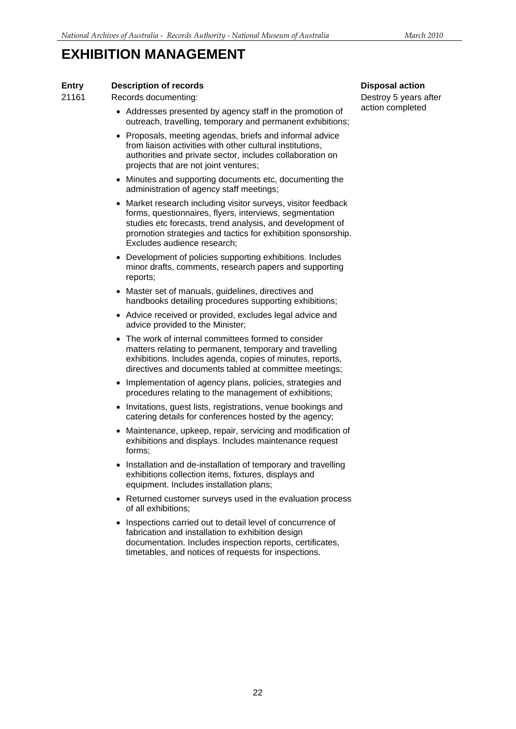# EXHIBITION MANAGEMENT

| Entry | Description of records | Disposal action |
|---|---|---|
| 21161 | Records documenting:<br>• Addresses presented by agency staff in the promotion of outreach, travelling, temporary and permanent exhibitions;<br>• Proposals, meeting agendas, briefs and informal advice from liaison activities with other cultural institutions, authorities and private sector, includes collaboration on projects that are not joint ventures;<br>• Minutes and supporting documents etc, documenting the administration of agency staff meetings;<br>• Market research including visitor surveys, visitor feedback forms, questionnaires, flyers, interviews, segmentation studies etc forecasts, trend analysis, and development of promotion strategies and tactics for exhibition sponsorship. Excludes audience research;<br>• Development of policies supporting exhibitions. Includes minor drafts, comments, research papers and supporting reports;<br>• Master set of manuals, guidelines, directives and handbooks detailing procedures supporting exhibitions;<br>• Advice received or provided, excludes legal advice and advice provided to the Minister;<br>• The work of internal committees formed to consider matters relating to permanent, temporary and travelling exhibitions. Includes agenda, copies of minutes, reports, directives and documents tabled at committee meetings;<br>• Implementation of agency plans, policies, strategies and procedures relating to the management of exhibitions;<br>• Invitations, guest lists, registrations, venue bookings and catering details for conferences hosted by the agency;<br>• Maintenance, upkeep, repair, servicing and modification of exhibitions and displays. Includes maintenance request forms;<br>• Installation and de-installation of temporary and travelling exhibitions collection items, fixtures, displays and equipment. Includes installation plans;<br>• Returned customer surveys used in the evaluation process of all exhibitions;<br>• Inspections carried out to detail level of concurrence of fabrication and installation to exhibition design documentation. Includes inspection reports, certificates, timetables, and notices of requests for inspections. | Destroy 5 years after action completed |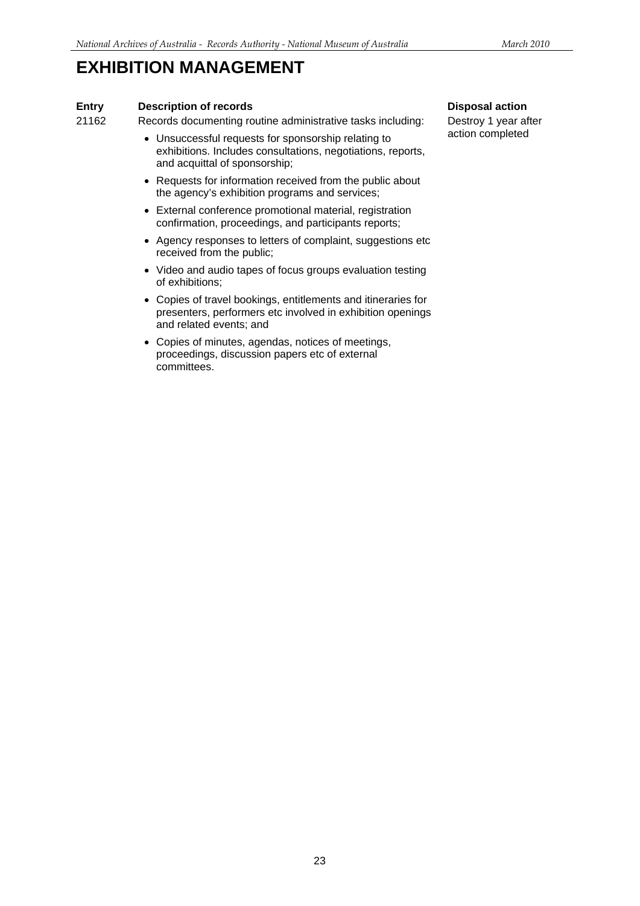# EXHIBITION MANAGEMENT

| Entry | Description of records | Disposal action |
| --- | --- | --- |
| 21162 | Records documenting routine administrative tasks including:<br>• Unsuccessful requests for sponsorship relating to exhibitions. Includes consultations, negotiations, reports, and acquittal of sponsorship;<br>• Requests for information received from the public about the agency's exhibition programs and services;<br>• External conference promotional material, registration confirmation, proceedings, and participants reports;<br>• Agency responses to letters of complaint, suggestions etc received from the public;<br>• Video and audio tapes of focus groups evaluation testing of exhibitions;<br>• Copies of travel bookings, entitlements and itineraries for presenters, performers etc involved in exhibition openings and related events; and<br>• Copies of minutes, agendas, notices of meetings, proceedings, discussion papers etc of external committees. | Destroy 1 year after action completed |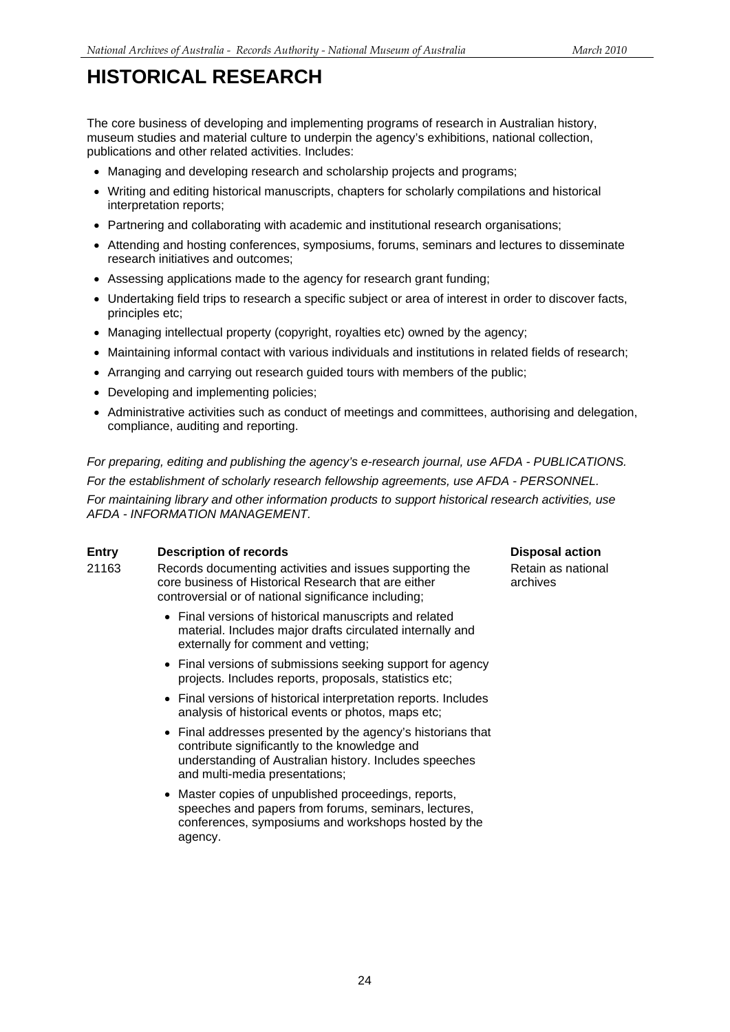# HISTORICAL RESEARCH

The core business of developing and implementing programs of research in Australian history, museum studies and material culture to underpin the agency's exhibitions, national collection, publications and other related activities. Includes:

- Managing and developing research and scholarship projects and programs;
- Writing and editing historical manuscripts, chapters for scholarly compilations and historical interpretation reports;
- Partnering and collaborating with academic and institutional research organisations;
- Attending and hosting conferences, symposiums, forums, seminars and lectures to disseminate research initiatives and outcomes;
- Assessing applications made to the agency for research grant funding;
- Undertaking field trips to research a specific subject or area of interest in order to discover facts, principles etc;
- Managing intellectual property (copyright, royalties etc) owned by the agency;
- Maintaining informal contact with various individuals and institutions in related fields of research;
- Arranging and carrying out research guided tours with members of the public;
- Developing and implementing policies;
- Administrative activities such as conduct of meetings and committees, authorising and delegation, compliance, auditing and reporting.

*For preparing, editing and publishing the agency's e-research journal, use AFDA - PUBLICATIONS.*

*For the establishment of scholarly research fellowship agreements, use AFDA - PERSONNEL.*

*For maintaining library and other information products to support historical research activities, use AFDA - INFORMATION MANAGEMENT.*

| Entry | Description of records | Disposal action |
|---|---|---|
| 21163 | Records documenting activities and issues supporting the core business of Historical Research that are either controversial or of national significance including;<br>• Final versions of historical manuscripts and related material. Includes major drafts circulated internally and externally for comment and vetting;<br>• Final versions of submissions seeking support for agency projects. Includes reports, proposals, statistics etc;<br>• Final versions of historical interpretation reports. Includes analysis of historical events or photos, maps etc;<br>• Final addresses presented by the agency's historians that contribute significantly to the knowledge and understanding of Australian history. Includes speeches and multi-media presentations;<br>• Master copies of unpublished proceedings, reports, speeches and papers from forums, seminars, lectures, conferences, symposiums and workshops hosted by the agency. | Retain as national archives |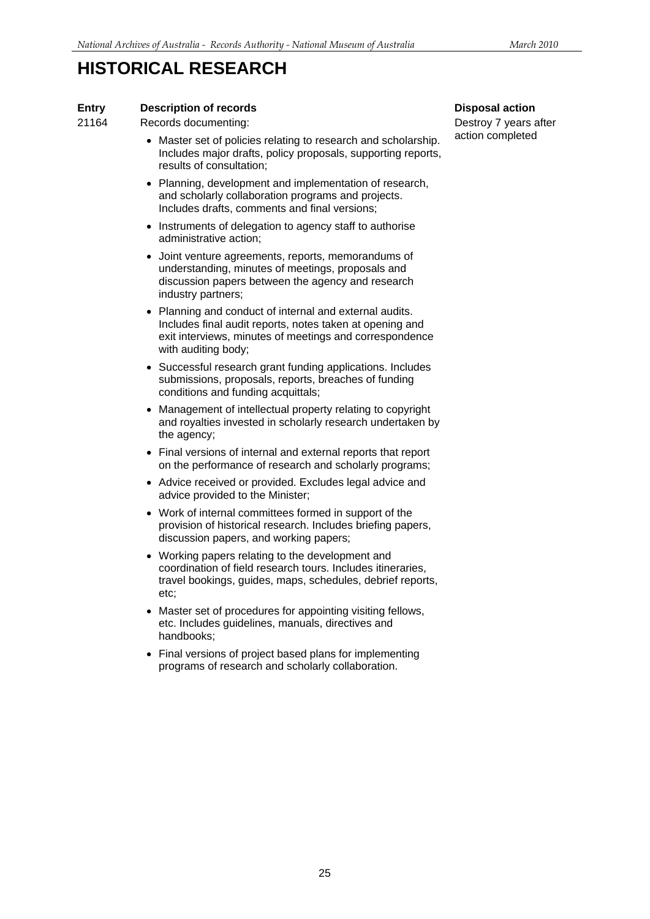# HISTORICAL RESEARCH

| Entry | Description of records | Disposal action |
|---|---|---|
| 21164 | Records documenting:<br><br>• Master set of policies relating to research and scholarship. Includes major drafts, policy proposals, supporting reports, results of consultation;<br><br>• Planning, development and implementation of research, and scholarly collaboration programs and projects. Includes drafts, comments and final versions;<br><br>• Instruments of delegation to agency staff to authorise administrative action;<br><br>• Joint venture agreements, reports, memorandums of understanding, minutes of meetings, proposals and discussion papers between the agency and research industry partners;<br><br>• Planning and conduct of internal and external audits. Includes final audit reports, notes taken at opening and exit interviews, minutes of meetings and correspondence with auditing body;<br><br>• Successful research grant funding applications. Includes submissions, proposals, reports, breaches of funding conditions and funding acquittals;<br><br>• Management of intellectual property relating to copyright and royalties invested in scholarly research undertaken by the agency;<br><br>• Final versions of internal and external reports that report on the performance of research and scholarly programs;<br><br>• Advice received or provided. Excludes legal advice and advice provided to the Minister;<br><br>• Work of internal committees formed in support of the provision of historical research. Includes briefing papers, discussion papers, and working papers;<br><br>• Working papers relating to the development and coordination of field research tours. Includes itineraries, travel bookings, guides, maps, schedules, debrief reports, etc;<br><br>• Master set of procedures for appointing visiting fellows, etc. Includes guidelines, manuals, directives and handbooks;<br><br>• Final versions of project based plans for implementing programs of research and scholarly collaboration. | Destroy 7 years after action completed |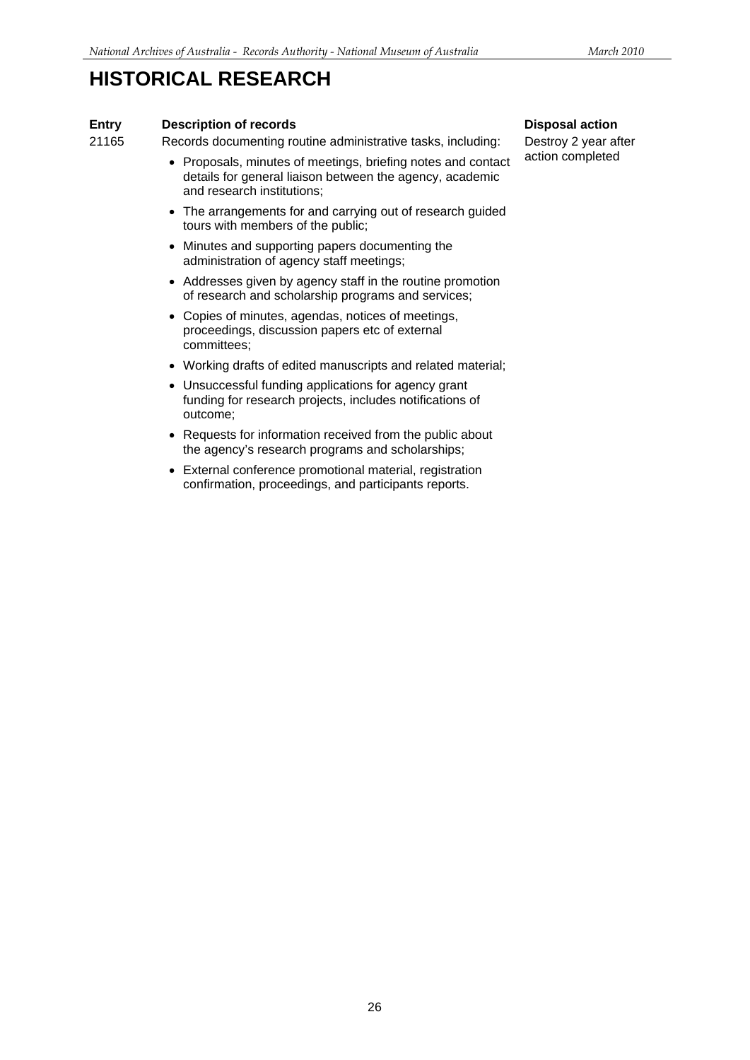# HISTORICAL RESEARCH

| Entry | Description of records | Disposal action |
|---|---|---|
| 21165 | Records documenting routine administrative tasks, including:<br>• Proposals, minutes of meetings, briefing notes and contact details for general liaison between the agency, academic and research institutions;<br>• The arrangements for and carrying out of research guided tours with members of the public;<br>• Minutes and supporting papers documenting the administration of agency staff meetings;<br>• Addresses given by agency staff in the routine promotion of research and scholarship programs and services;<br>• Copies of minutes, agendas, notices of meetings, proceedings, discussion papers etc of external committees;<br>• Working drafts of edited manuscripts and related material;<br>• Unsuccessful funding applications for agency grant funding for research projects, includes notifications of outcome;<br>• Requests for information received from the public about the agency's research programs and scholarships;<br>• External conference promotional material, registration confirmation, proceedings, and participants reports. | Destroy 2 year after action completed |